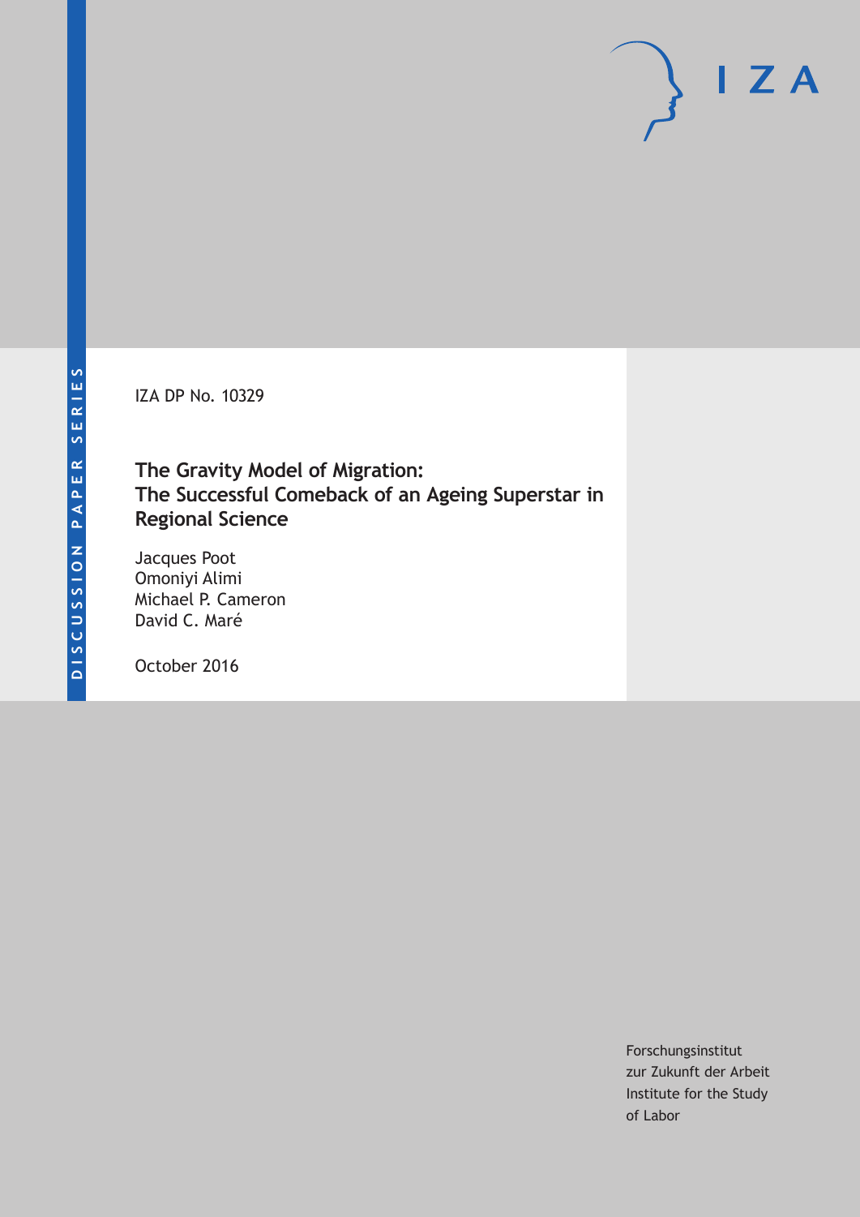DISCUSSION PAPER SERIES

IZA DP No. 10329

# The Gravity Model of Migration: The Successful Comeback of an Ageing Superstar in Regional Science

Jacques Poot
Omoniyi Alimi
Michael P. Cameron
David C. Maré

October 2016

Forschungsinstitut
zur Zukunft der Arbeit
Institute for the Study
of Labor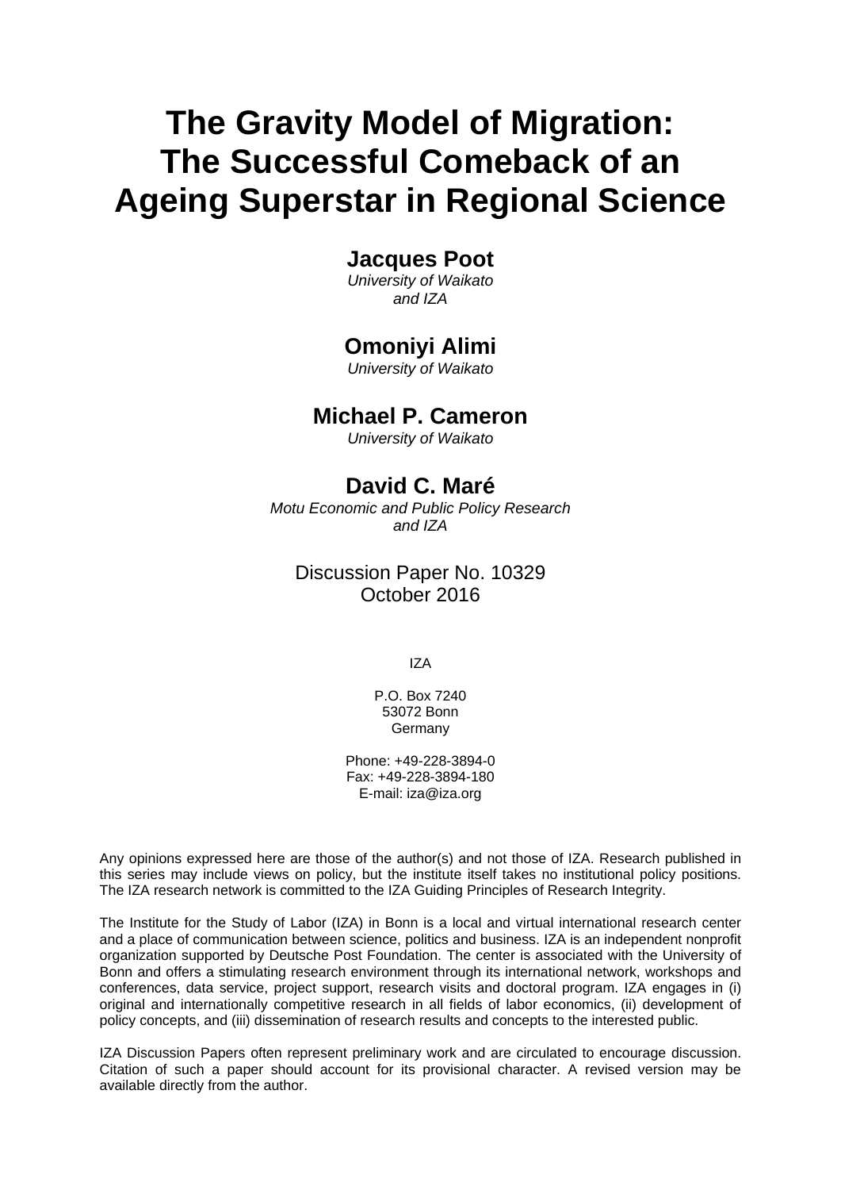# The Gravity Model of Migration: The Successful Comeback of an Ageing Superstar in Regional Science

**Jacques Poot**
*University of Waikato*
*and IZA*

**Omoniyi Alimi**
*University of Waikato*

**Michael P. Cameron**
*University of Waikato*

**David C. Maré**
*Motu Economic and Public Policy Research*
*and IZA*

Discussion Paper No. 10329
October 2016

IZA

P.O. Box 7240
53072 Bonn
Germany

Phone: +49-228-3894-0
Fax: +49-228-3894-180
E-mail: iza@iza.org

Any opinions expressed here are those of the author(s) and not those of IZA. Research published in this series may include views on policy, but the institute itself takes no institutional policy positions. The IZA research network is committed to the IZA Guiding Principles of Research Integrity.

The Institute for the Study of Labor (IZA) in Bonn is a local and virtual international research center and a place of communication between science, politics and business. IZA is an independent nonprofit organization supported by Deutsche Post Foundation. The center is associated with the University of Bonn and offers a stimulating research environment through its international network, workshops and conferences, data service, project support, research visits and doctoral program. IZA engages in (i) original and internationally competitive research in all fields of labor economics, (ii) development of policy concepts, and (iii) dissemination of research results and concepts to the interested public.

IZA Discussion Papers often represent preliminary work and are circulated to encourage discussion. Citation of such a paper should account for its provisional character. A revised version may be available directly from the author.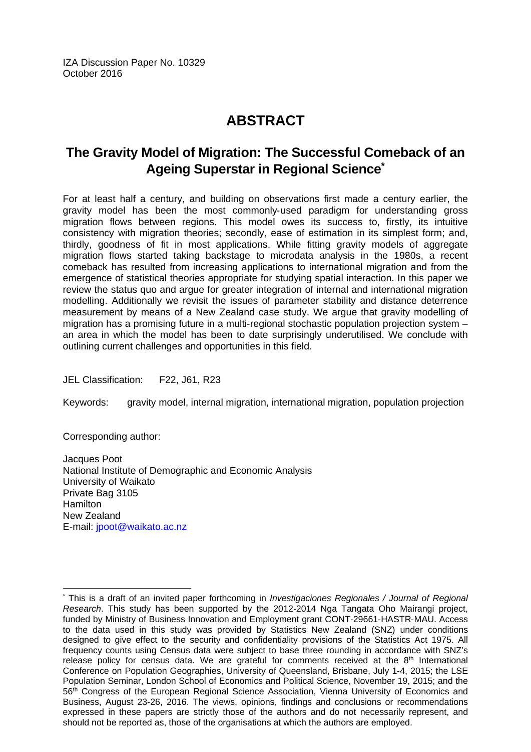IZA Discussion Paper No. 10329
October 2016

# ABSTRACT

## The Gravity Model of Migration: The Successful Comeback of an Ageing Superstar in Regional Science*

For at least half a century, and building on observations first made a century earlier, the gravity model has been the most commonly-used paradigm for understanding gross migration flows between regions. This model owes its success to, firstly, its intuitive consistency with migration theories; secondly, ease of estimation in its simplest form; and, thirdly, goodness of fit in most applications. While fitting gravity models of aggregate migration flows started taking backstage to microdata analysis in the 1980s, a recent comeback has resulted from increasing applications to international migration and from the emergence of statistical theories appropriate for studying spatial interaction. In this paper we review the status quo and argue for greater integration of internal and international migration modelling. Additionally we revisit the issues of parameter stability and distance deterrence measurement by means of a New Zealand case study. We argue that gravity modelling of migration has a promising future in a multi-regional stochastic population projection system – an area in which the model has been to date surprisingly underutilised. We conclude with outlining current challenges and opportunities in this field.

JEL Classification: F22, J61, R23

Keywords: gravity model, internal migration, international migration, population projection

Corresponding author:

Jacques Poot
National Institute of Demographic and Economic Analysis
University of Waikato
Private Bag 3105
Hamilton
New Zealand
E-mail: jpoot@waikato.ac.nz

---

* This is a draft of an invited paper forthcoming in *Investigaciones Regionales / Journal of Regional Research*. This study has been supported by the 2012-2014 Nga Tangata Oho Mairangi project, funded by Ministry of Business Innovation and Employment grant CONT-29661-HASTR-MAU. Access to the data used in this study was provided by Statistics New Zealand (SNZ) under conditions designed to give effect to the security and confidentiality provisions of the Statistics Act 1975. All frequency counts using Census data were subject to base three rounding in accordance with SNZ's release policy for census data. We are grateful for comments received at the 8th International Conference on Population Geographies, University of Queensland, Brisbane, July 1-4, 2015; the LSE Population Seminar, London School of Economics and Political Science, November 19, 2015; and the 56th Congress of the European Regional Science Association, Vienna University of Economics and Business, August 23-26, 2016. The views, opinions, findings and conclusions or recommendations expressed in these papers are strictly those of the authors and do not necessarily represent, and should not be reported as, those of the organisations at which the authors are employed.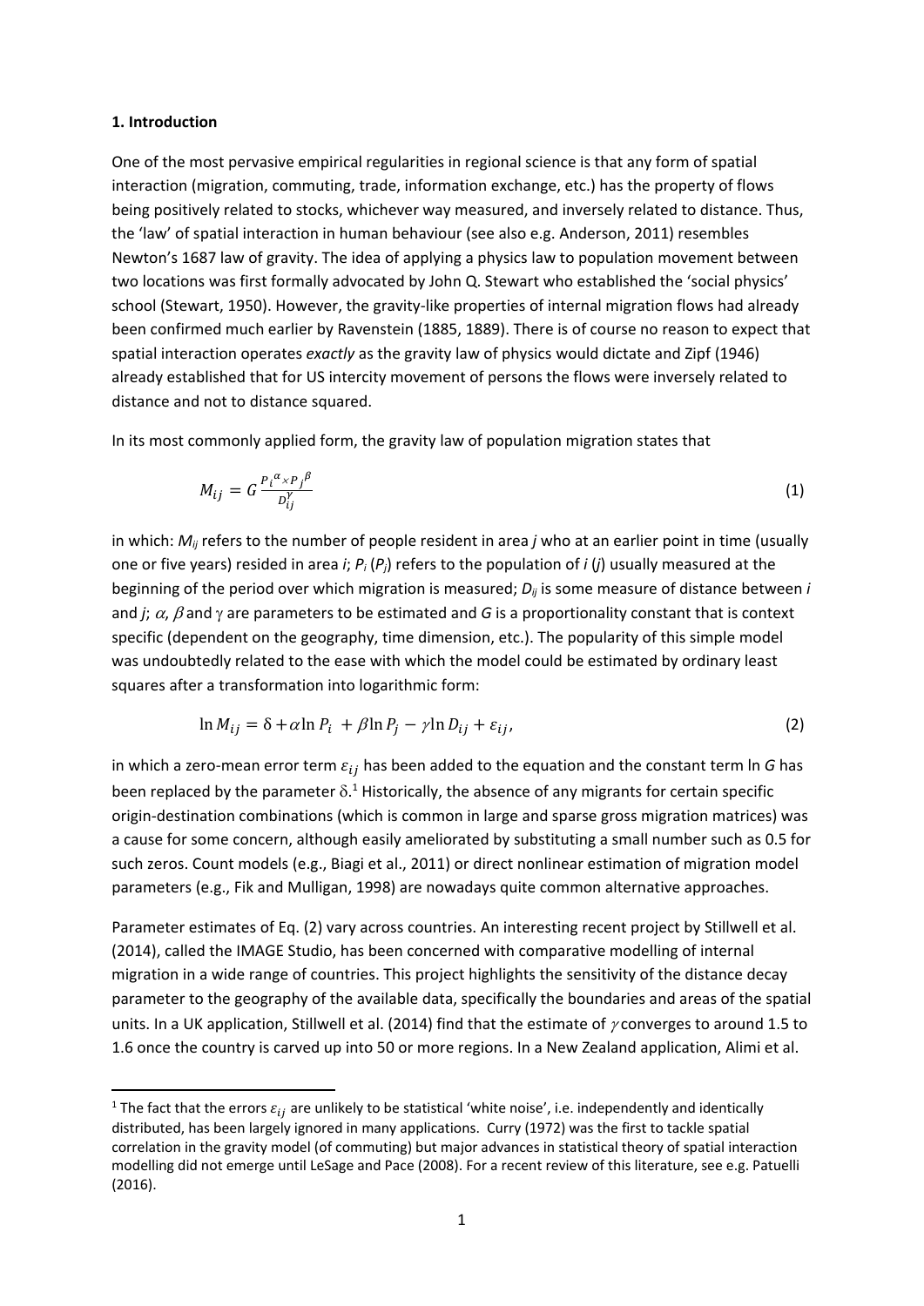## 1. Introduction

One of the most pervasive empirical regularities in regional science is that any form of spatial interaction (migration, commuting, trade, information exchange, etc.) has the property of flows being positively related to stocks, whichever way measured, and inversely related to distance. Thus, the 'law' of spatial interaction in human behaviour (see also e.g. Anderson, 2011) resembles Newton's 1687 law of gravity. The idea of applying a physics law to population movement between two locations was first formally advocated by John Q. Stewart who established the 'social physics' school (Stewart, 1950). However, the gravity-like properties of internal migration flows had already been confirmed much earlier by Ravenstein (1885, 1889). There is of course no reason to expect that spatial interaction operates *exactly* as the gravity law of physics would dictate and Zipf (1946) already established that for US intercity movement of persons the flows were inversely related to distance and not to distance squared.

In its most commonly applied form, the gravity law of population migration states that

$$M_{ij} = G \frac{P_i^{\alpha} \times P_j^{\beta}}{D_{ij}^{\gamma}} \tag{1}$$

in which: $M_{ij}$ refers to the number of people resident in area *j* who at an earlier point in time (usually one or five years) resided in area *i*; $P_i$ ($P_j$) refers to the population of *i* (*j*) usually measured at the beginning of the period over which migration is measured; $D_{ij}$ is some measure of distance between *i* and *j*; $\alpha$, $\beta$ and $\gamma$ are parameters to be estimated and *G* is a proportionality constant that is context specific (dependent on the geography, time dimension, etc.). The popularity of this simple model was undoubtedly related to the ease with which the model could be estimated by ordinary least squares after a transformation into logarithmic form:

$$\ln M_{ij} = \delta + \alpha \ln P_i + \beta \ln P_j - \gamma \ln D_{ij} + \varepsilon_{ij}, \tag{2}$$

in which a zero-mean error term $\varepsilon_{ij}$ has been added to the equation and the constant term ln *G* has been replaced by the parameter $\delta$.[1] Historically, the absence of any migrants for certain specific origin-destination combinations (which is common in large and sparse gross migration matrices) was a cause for some concern, although easily ameliorated by substituting a small number such as 0.5 for such zeros. Count models (e.g., Biagi et al., 2011) or direct nonlinear estimation of migration model parameters (e.g., Fik and Mulligan, 1998) are nowadays quite common alternative approaches.

Parameter estimates of Eq. (2) vary across countries. An interesting recent project by Stillwell et al. (2014), called the IMAGE Studio, has been concerned with comparative modelling of internal migration in a wide range of countries. This project highlights the sensitivity of the distance decay parameter to the geography of the available data, specifically the boundaries and areas of the spatial units. In a UK application, Stillwell et al. (2014) find that the estimate of $\gamma$ converges to around 1.5 to 1.6 once the country is carved up into 50 or more regions. In a New Zealand application, Alimi et al.

[1] The fact that the errors $\varepsilon_{ij}$ are unlikely to be statistical 'white noise', i.e. independently and identically distributed, has been largely ignored in many applications. Curry (1972) was the first to tackle spatial correlation in the gravity model (of commuting) but major advances in statistical theory of spatial interaction modelling did not emerge until LeSage and Pace (2008). For a recent review of this literature, see e.g. Patuelli (2016).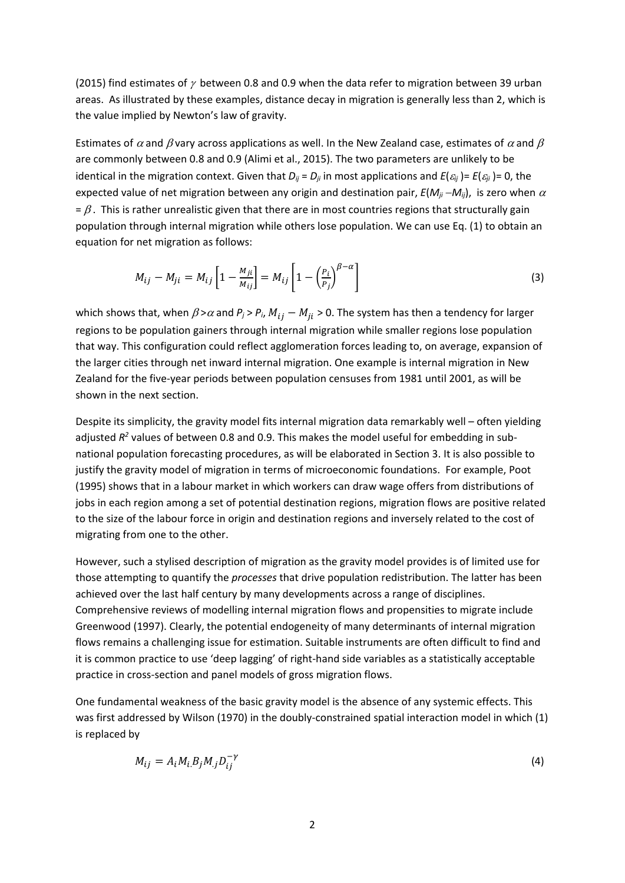(2015) find estimates of $\gamma$ between 0.8 and 0.9 when the data refer to migration between 39 urban areas. As illustrated by these examples, distance decay in migration is generally less than 2, which is the value implied by Newton's law of gravity.

Estimates of $\alpha$ and $\beta$ vary across applications as well. In the New Zealand case, estimates of $\alpha$ and $\beta$ are commonly between 0.8 and 0.9 (Alimi et al., 2015). The two parameters are unlikely to be identical in the migration context. Given that $D_{ij} = D_{ji}$ in most applications and $E(\varepsilon_{ij}) = E(\varepsilon_{ji}) = 0$, the expected value of net migration between any origin and destination pair, $E(M_{ji} - M_{ij})$, is zero when $\alpha = \beta$. This is rather unrealistic given that there are in most countries regions that structurally gain population through internal migration while others lose population. We can use Eq. (1) to obtain an equation for net migration as follows:

$$M_{ij} - M_{ji} = M_{ij}\left[1 - \frac{M_{ji}}{M_{ij}}\right] = M_{ij}\left[1 - \left(\frac{P_i}{P_j}\right)^{\beta-\alpha}\right] \tag{3}$$

which shows that, when $\beta > \alpha$ and $P_j > P_i$, $M_{ij} - M_{ji} > 0$. The system has then a tendency for larger regions to be population gainers through internal migration while smaller regions lose population that way. This configuration could reflect agglomeration forces leading to, on average, expansion of the larger cities through net inward internal migration. One example is internal migration in New Zealand for the five-year periods between population censuses from 1981 until 2001, as will be shown in the next section.

Despite its simplicity, the gravity model fits internal migration data remarkably well – often yielding adjusted $R^2$ values of between 0.8 and 0.9. This makes the model useful for embedding in sub-national population forecasting procedures, as will be elaborated in Section 3. It is also possible to justify the gravity model of migration in terms of microeconomic foundations. For example, Poot (1995) shows that in a labour market in which workers can draw wage offers from distributions of jobs in each region among a set of potential destination regions, migration flows are positive related to the size of the labour force in origin and destination regions and inversely related to the cost of migrating from one to the other.

However, such a stylised description of migration as the gravity model provides is of limited use for those attempting to quantify the *processes* that drive population redistribution. The latter has been achieved over the last half century by many developments across a range of disciplines. Comprehensive reviews of modelling internal migration flows and propensities to migrate include Greenwood (1997). Clearly, the potential endogeneity of many determinants of internal migration flows remains a challenging issue for estimation. Suitable instruments are often difficult to find and it is common practice to use 'deep lagging' of right-hand side variables as a statistically acceptable practice in cross-section and panel models of gross migration flows.

One fundamental weakness of the basic gravity model is the absence of any systemic effects. This was first addressed by Wilson (1970) in the doubly-constrained spatial interaction model in which (1) is replaced by

$$M_{ij} = A_i M_{i.} B_j M_{.j} D_{ij}^{-\gamma} \tag{4}$$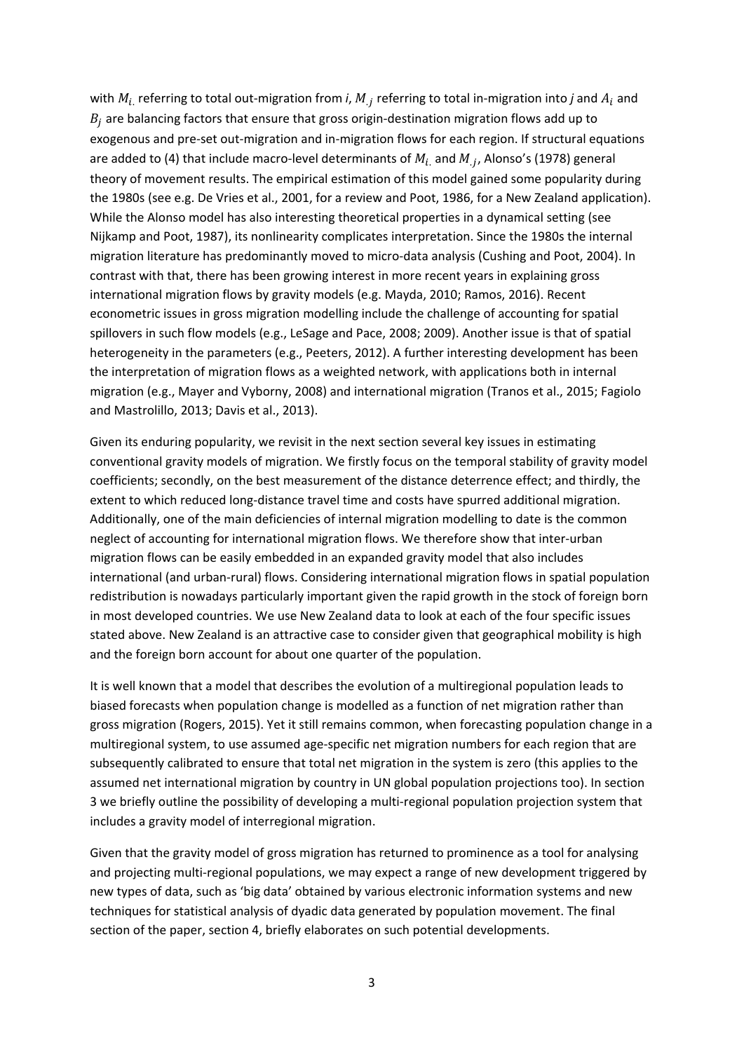with $M_{i.}$ referring to total out-migration from *i*, $M_{.j}$ referring to total in-migration into *j* and $A_i$ and $B_j$ are balancing factors that ensure that gross origin-destination migration flows add up to exogenous and pre-set out-migration and in-migration flows for each region. If structural equations are added to (4) that include macro-level determinants of $M_{i.}$ and $M_{.j}$, Alonso's (1978) general theory of movement results. The empirical estimation of this model gained some popularity during the 1980s (see e.g. De Vries et al., 2001, for a review and Poot, 1986, for a New Zealand application). While the Alonso model has also interesting theoretical properties in a dynamical setting (see Nijkamp and Poot, 1987), its nonlinearity complicates interpretation. Since the 1980s the internal migration literature has predominantly moved to micro-data analysis (Cushing and Poot, 2004). In contrast with that, there has been growing interest in more recent years in explaining gross international migration flows by gravity models (e.g. Mayda, 2010; Ramos, 2016). Recent econometric issues in gross migration modelling include the challenge of accounting for spatial spillovers in such flow models (e.g., LeSage and Pace, 2008; 2009). Another issue is that of spatial heterogeneity in the parameters (e.g., Peeters, 2012). A further interesting development has been the interpretation of migration flows as a weighted network, with applications both in internal migration (e.g., Mayer and Vyborny, 2008) and international migration (Tranos et al., 2015; Fagiolo and Mastrolillo, 2013; Davis et al., 2013).

Given its enduring popularity, we revisit in the next section several key issues in estimating conventional gravity models of migration. We firstly focus on the temporal stability of gravity model coefficients; secondly, on the best measurement of the distance deterrence effect; and thirdly, the extent to which reduced long-distance travel time and costs have spurred additional migration. Additionally, one of the main deficiencies of internal migration modelling to date is the common neglect of accounting for international migration flows. We therefore show that inter-urban migration flows can be easily embedded in an expanded gravity model that also includes international (and urban-rural) flows. Considering international migration flows in spatial population redistribution is nowadays particularly important given the rapid growth in the stock of foreign born in most developed countries. We use New Zealand data to look at each of the four specific issues stated above. New Zealand is an attractive case to consider given that geographical mobility is high and the foreign born account for about one quarter of the population.

It is well known that a model that describes the evolution of a multiregional population leads to biased forecasts when population change is modelled as a function of net migration rather than gross migration (Rogers, 2015). Yet it still remains common, when forecasting population change in a multiregional system, to use assumed age-specific net migration numbers for each region that are subsequently calibrated to ensure that total net migration in the system is zero (this applies to the assumed net international migration by country in UN global population projections too). In section 3 we briefly outline the possibility of developing a multi-regional population projection system that includes a gravity model of interregional migration.

Given that the gravity model of gross migration has returned to prominence as a tool for analysing and projecting multi-regional populations, we may expect a range of new development triggered by new types of data, such as 'big data' obtained by various electronic information systems and new techniques for statistical analysis of dyadic data generated by population movement. The final section of the paper, section 4, briefly elaborates on such potential developments.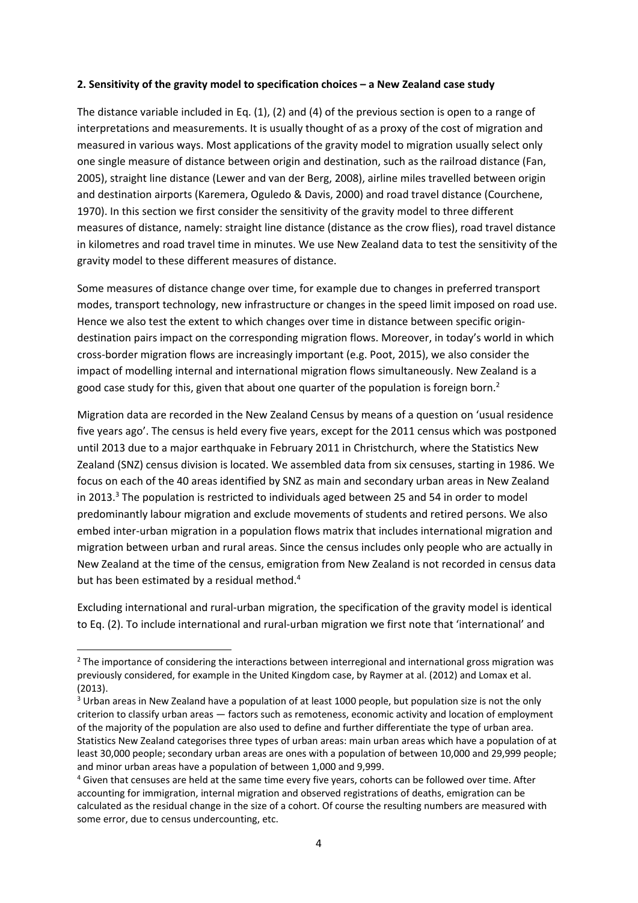**2. Sensitivity of the gravity model to specification choices – a New Zealand case study**

The distance variable included in Eq. (1), (2) and (4) of the previous section is open to a range of interpretations and measurements. It is usually thought of as a proxy of the cost of migration and measured in various ways. Most applications of the gravity model to migration usually select only one single measure of distance between origin and destination, such as the railroad distance (Fan, 2005), straight line distance (Lewer and van der Berg, 2008), airline miles travelled between origin and destination airports (Karemera, Oguledo & Davis, 2000) and road travel distance (Courchene, 1970). In this section we first consider the sensitivity of the gravity model to three different measures of distance, namely: straight line distance (distance as the crow flies), road travel distance in kilometres and road travel time in minutes. We use New Zealand data to test the sensitivity of the gravity model to these different measures of distance.

Some measures of distance change over time, for example due to changes in preferred transport modes, transport technology, new infrastructure or changes in the speed limit imposed on road use. Hence we also test the extent to which changes over time in distance between specific origin-destination pairs impact on the corresponding migration flows. Moreover, in today's world in which cross-border migration flows are increasingly important (e.g. Poot, 2015), we also consider the impact of modelling internal and international migration flows simultaneously. New Zealand is a good case study for this, given that about one quarter of the population is foreign born.[2]

Migration data are recorded in the New Zealand Census by means of a question on 'usual residence five years ago'. The census is held every five years, except for the 2011 census which was postponed until 2013 due to a major earthquake in February 2011 in Christchurch, where the Statistics New Zealand (SNZ) census division is located. We assembled data from six censuses, starting in 1986. We focus on each of the 40 areas identified by SNZ as main and secondary urban areas in New Zealand in 2013.[3] The population is restricted to individuals aged between 25 and 54 in order to model predominantly labour migration and exclude movements of students and retired persons. We also embed inter-urban migration in a population flows matrix that includes international migration and migration between urban and rural areas. Since the census includes only people who are actually in New Zealand at the time of the census, emigration from New Zealand is not recorded in census data but has been estimated by a residual method.[4]

Excluding international and rural-urban migration, the specification of the gravity model is identical to Eq. (2). To include international and rural-urban migration we first note that 'international' and

---

[2] The importance of considering the interactions between interregional and international gross migration was previously considered, for example in the United Kingdom case, by Raymer at al. (2012) and Lomax et al. (2013).

[3] Urban areas in New Zealand have a population of at least 1000 people, but population size is not the only criterion to classify urban areas — factors such as remoteness, economic activity and location of employment of the majority of the population are also used to define and further differentiate the type of urban area. Statistics New Zealand categorises three types of urban areas: main urban areas which have a population of at least 30,000 people; secondary urban areas are ones with a population of between 10,000 and 29,999 people; and minor urban areas have a population of between 1,000 and 9,999.

[4] Given that censuses are held at the same time every five years, cohorts can be followed over time. After accounting for immigration, internal migration and observed registrations of deaths, emigration can be calculated as the residual change in the size of a cohort. Of course the resulting numbers are measured with some error, due to census undercounting, etc.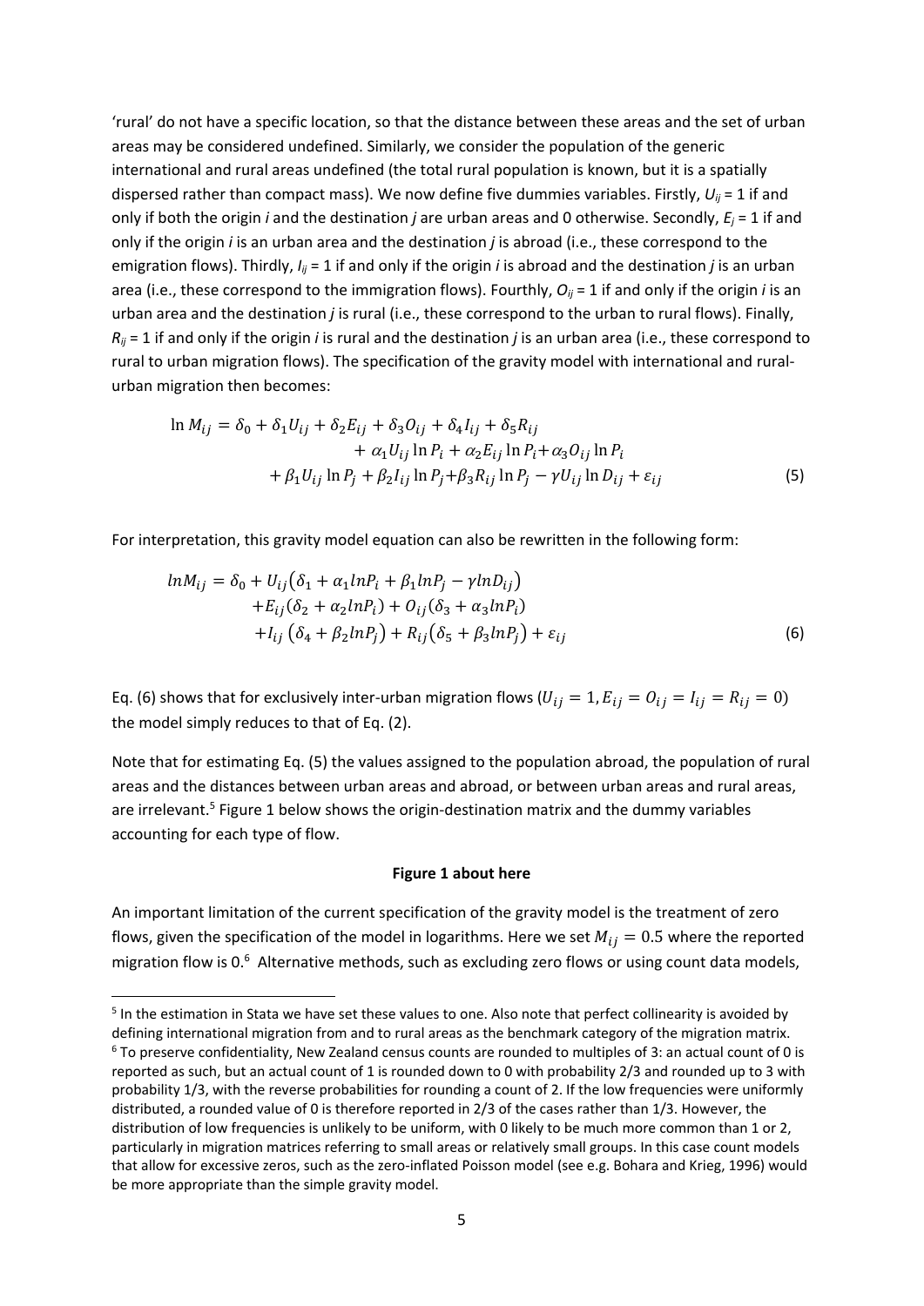'rural' do not have a specific location, so that the distance between these areas and the set of urban areas may be considered undefined. Similarly, we consider the population of the generic international and rural areas undefined (the total rural population is known, but it is a spatially dispersed rather than compact mass). We now define five dummies variables. Firstly, $U_{ij} = 1$ if and only if both the origin $i$ and the destination $j$ are urban areas and 0 otherwise. Secondly, $E_j = 1$ if and only if the origin $i$ is an urban area and the destination $j$ is abroad (i.e., these correspond to the emigration flows). Thirdly, $I_{ij} = 1$ if and only if the origin $i$ is abroad and the destination $j$ is an urban area (i.e., these correspond to the immigration flows). Fourthly, $O_{ij} = 1$ if and only if the origin $i$ is an urban area and the destination $j$ is rural (i.e., these correspond to the urban to rural flows). Finally, $R_{ij} = 1$ if and only if the origin $i$ is rural and the destination $j$ is an urban area (i.e., these correspond to rural to urban migration flows). The specification of the gravity model with international and rural-urban migration then becomes:

$$
\begin{aligned}
\ln M_{ij} = \delta_0 + \delta_1 U_{ij} + \delta_2 E_{ij} + \delta_3 O_{ij} + \delta_4 I_{ij} + \delta_5 R_{ij} \\
+ \alpha_1 U_{ij} \ln P_i + \alpha_2 E_{ij} \ln P_i + \alpha_3 O_{ij} \ln P_i \\
+ \beta_1 U_{ij} \ln P_j + \beta_2 I_{ij} \ln P_j + \beta_3 R_{ij} \ln P_j - \gamma U_{ij} \ln D_{ij} + \varepsilon_{ij}
\end{aligned} \tag{5}
$$

For interpretation, this gravity model equation can also be rewritten in the following form:

$$
\begin{aligned}
lnM_{ij} = \delta_0 + U_{ij}\left(\delta_1 + \alpha_1 lnP_i + \beta_1 lnP_j - \gamma lnD_{ij}\right) \\
+ E_{ij}(\delta_2 + \alpha_2 lnP_i) + O_{ij}(\delta_3 + \alpha_3 lnP_i) \\
+ I_{ij}\left(\delta_4 + \beta_2 lnP_j\right) + R_{ij}\left(\delta_5 + \beta_3 lnP_j\right) + \varepsilon_{ij}
\end{aligned} \tag{6}
$$

Eq. (6) shows that for exclusively inter-urban migration flows ($U_{ij} = 1, E_{ij} = O_{ij} = I_{ij} = R_{ij} = 0$) the model simply reduces to that of Eq. (2).

Note that for estimating Eq. (5) the values assigned to the population abroad, the population of rural areas and the distances between urban areas and abroad, or between urban areas and rural areas, are irrelevant.[5] Figure 1 below shows the origin-destination matrix and the dummy variables accounting for each type of flow.

**Figure 1 about here**

An important limitation of the current specification of the gravity model is the treatment of zero flows, given the specification of the model in logarithms. Here we set $M_{ij} = 0.5$ where the reported migration flow is 0.[6] Alternative methods, such as excluding zero flows or using count data models,

---

[5] In the estimation in Stata we have set these values to one. Also note that perfect collinearity is avoided by defining international migration from and to rural areas as the benchmark category of the migration matrix.

[6] To preserve confidentiality, New Zealand census counts are rounded to multiples of 3: an actual count of 0 is reported as such, but an actual count of 1 is rounded down to 0 with probability 2/3 and rounded up to 3 with probability 1/3, with the reverse probabilities for rounding a count of 2. If the low frequencies were uniformly distributed, a rounded value of 0 is therefore reported in 2/3 of the cases rather than 1/3. However, the distribution of low frequencies is unlikely to be uniform, with 0 likely to be much more common than 1 or 2, particularly in migration matrices referring to small areas or relatively small groups. In this case count models that allow for excessive zeros, such as the zero-inflated Poisson model (see e.g. Bohara and Krieg, 1996) would be more appropriate than the simple gravity model.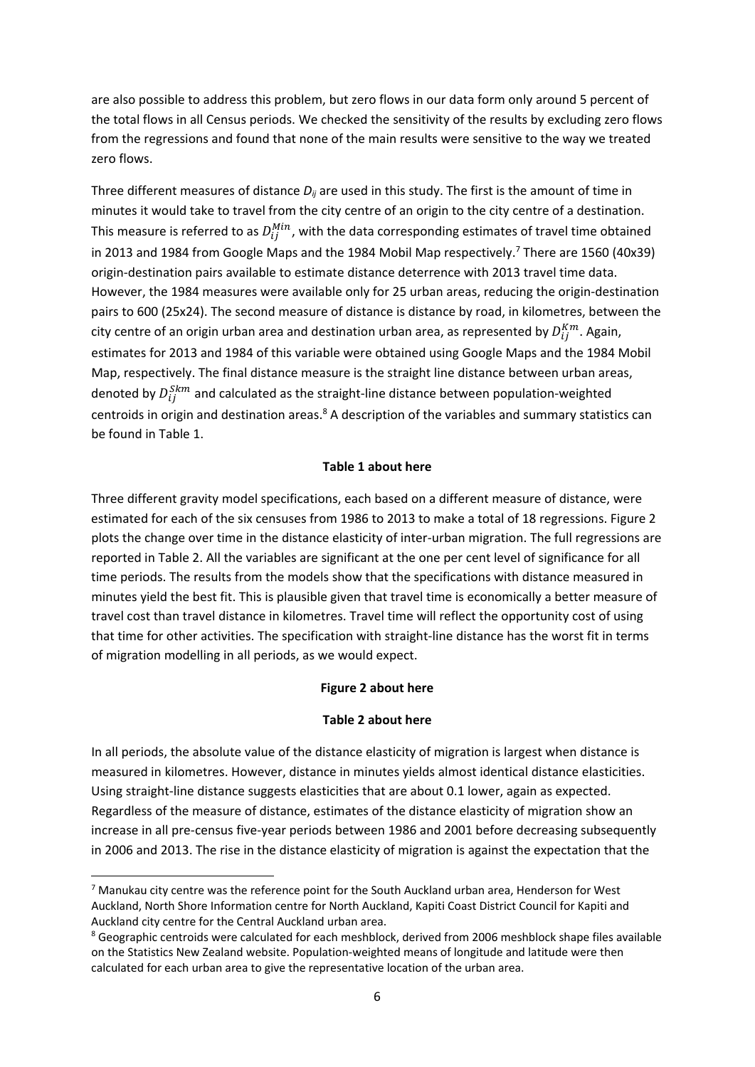are also possible to address this problem, but zero flows in our data form only around 5 percent of the total flows in all Census periods. We checked the sensitivity of the results by excluding zero flows from the regressions and found that none of the main results were sensitive to the way we treated zero flows.

Three different measures of distance $D_{ij}$ are used in this study. The first is the amount of time in minutes it would take to travel from the city centre of an origin to the city centre of a destination. This measure is referred to as $D_{ij}^{Min}$, with the data corresponding estimates of travel time obtained in 2013 and 1984 from Google Maps and the 1984 Mobil Map respectively.[7] There are 1560 (40x39) origin-destination pairs available to estimate distance deterrence with 2013 travel time data. However, the 1984 measures were available only for 25 urban areas, reducing the origin-destination pairs to 600 (25x24). The second measure of distance is distance by road, in kilometres, between the city centre of an origin urban area and destination urban area, as represented by $D_{ij}^{Km}$. Again, estimates for 2013 and 1984 of this variable were obtained using Google Maps and the 1984 Mobil Map, respectively. The final distance measure is the straight line distance between urban areas, denoted by $D_{ij}^{Skm}$ and calculated as the straight-line distance between population-weighted centroids in origin and destination areas.[8] A description of the variables and summary statistics can be found in Table 1.

**Table 1 about here**

Three different gravity model specifications, each based on a different measure of distance, were estimated for each of the six censuses from 1986 to 2013 to make a total of 18 regressions. Figure 2 plots the change over time in the distance elasticity of inter-urban migration. The full regressions are reported in Table 2. All the variables are significant at the one per cent level of significance for all time periods. The results from the models show that the specifications with distance measured in minutes yield the best fit. This is plausible given that travel time is economically a better measure of travel cost than travel distance in kilometres. Travel time will reflect the opportunity cost of using that time for other activities. The specification with straight-line distance has the worst fit in terms of migration modelling in all periods, as we would expect.

**Figure 2 about here**

**Table 2 about here**

In all periods, the absolute value of the distance elasticity of migration is largest when distance is measured in kilometres. However, distance in minutes yields almost identical distance elasticities. Using straight-line distance suggests elasticities that are about 0.1 lower, again as expected. Regardless of the measure of distance, estimates of the distance elasticity of migration show an increase in all pre-census five-year periods between 1986 and 2001 before decreasing subsequently in 2006 and 2013. The rise in the distance elasticity of migration is against the expectation that the

---

[7] Manukau city centre was the reference point for the South Auckland urban area, Henderson for West Auckland, North Shore Information centre for North Auckland, Kapiti Coast District Council for Kapiti and Auckland city centre for the Central Auckland urban area.

[8] Geographic centroids were calculated for each meshblock, derived from 2006 meshblock shape files available on the Statistics New Zealand website. Population-weighted means of longitude and latitude were then calculated for each urban area to give the representative location of the urban area.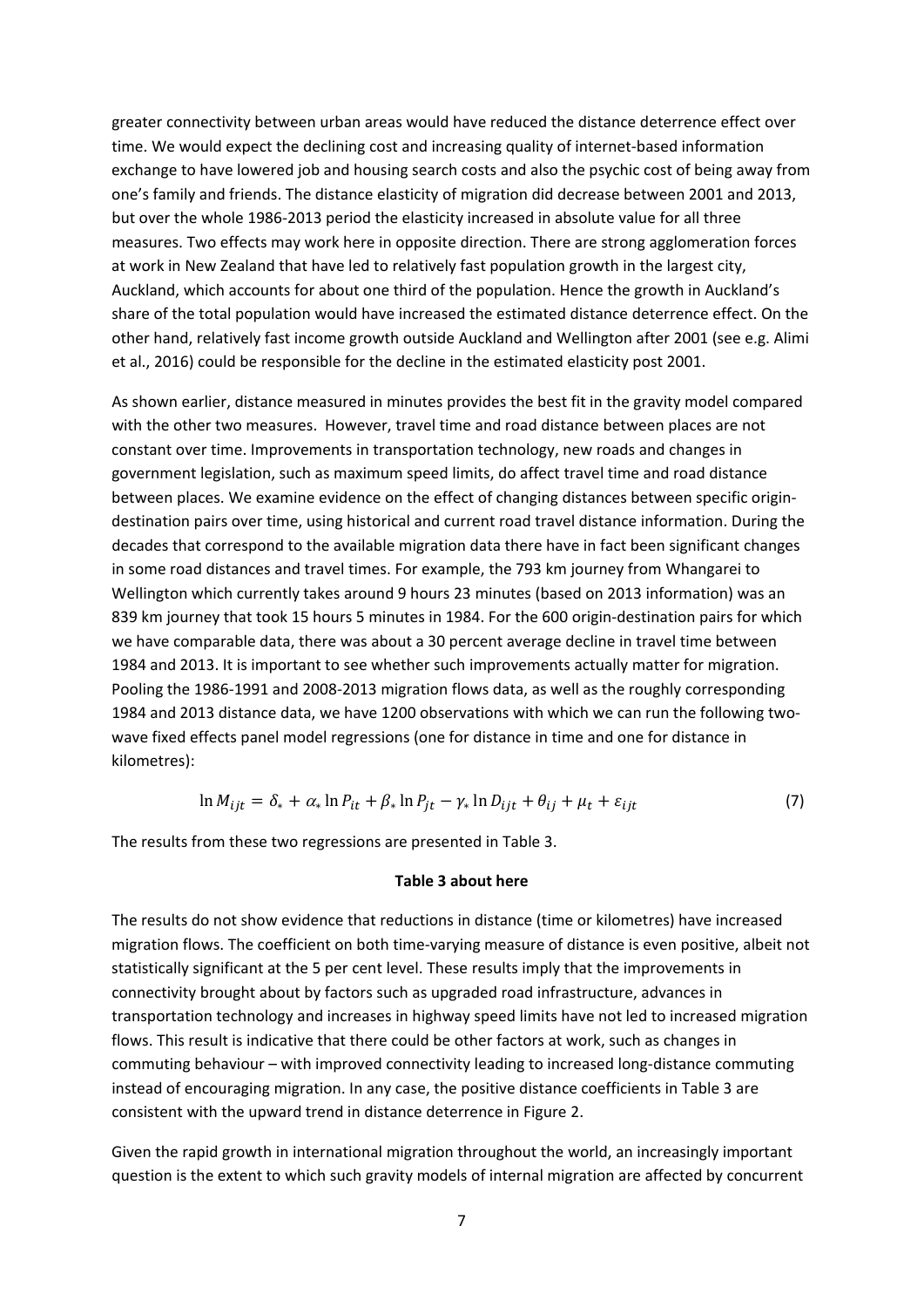greater connectivity between urban areas would have reduced the distance deterrence effect over time. We would expect the declining cost and increasing quality of internet-based information exchange to have lowered job and housing search costs and also the psychic cost of being away from one's family and friends. The distance elasticity of migration did decrease between 2001 and 2013, but over the whole 1986-2013 period the elasticity increased in absolute value for all three measures. Two effects may work here in opposite direction. There are strong agglomeration forces at work in New Zealand that have led to relatively fast population growth in the largest city, Auckland, which accounts for about one third of the population. Hence the growth in Auckland's share of the total population would have increased the estimated distance deterrence effect. On the other hand, relatively fast income growth outside Auckland and Wellington after 2001 (see e.g. Alimi et al., 2016) could be responsible for the decline in the estimated elasticity post 2001.

As shown earlier, distance measured in minutes provides the best fit in the gravity model compared with the other two measures. However, travel time and road distance between places are not constant over time. Improvements in transportation technology, new roads and changes in government legislation, such as maximum speed limits, do affect travel time and road distance between places. We examine evidence on the effect of changing distances between specific origin-destination pairs over time, using historical and current road travel distance information. During the decades that correspond to the available migration data there have in fact been significant changes in some road distances and travel times. For example, the 793 km journey from Whangarei to Wellington which currently takes around 9 hours 23 minutes (based on 2013 information) was an 839 km journey that took 15 hours 5 minutes in 1984. For the 600 origin-destination pairs for which we have comparable data, there was about a 30 percent average decline in travel time between 1984 and 2013. It is important to see whether such improvements actually matter for migration. Pooling the 1986-1991 and 2008-2013 migration flows data, as well as the roughly corresponding 1984 and 2013 distance data, we have 1200 observations with which we can run the following two-wave fixed effects panel model regressions (one for distance in time and one for distance in kilometres):

$$\ln M_{ijt} = \delta_* + \alpha_* \ln P_{it} + \beta_* \ln P_{jt} - \gamma_* \ln D_{ijt} + \theta_{ij} + \mu_t + \varepsilon_{ijt} \tag{7}$$

The results from these two regressions are presented in Table 3.

**Table 3 about here**

The results do not show evidence that reductions in distance (time or kilometres) have increased migration flows. The coefficient on both time-varying measure of distance is even positive, albeit not statistically significant at the 5 per cent level. These results imply that the improvements in connectivity brought about by factors such as upgraded road infrastructure, advances in transportation technology and increases in highway speed limits have not led to increased migration flows. This result is indicative that there could be other factors at work, such as changes in commuting behaviour – with improved connectivity leading to increased long-distance commuting instead of encouraging migration. In any case, the positive distance coefficients in Table 3 are consistent with the upward trend in distance deterrence in Figure 2.

Given the rapid growth in international migration throughout the world, an increasingly important question is the extent to which such gravity models of internal migration are affected by concurrent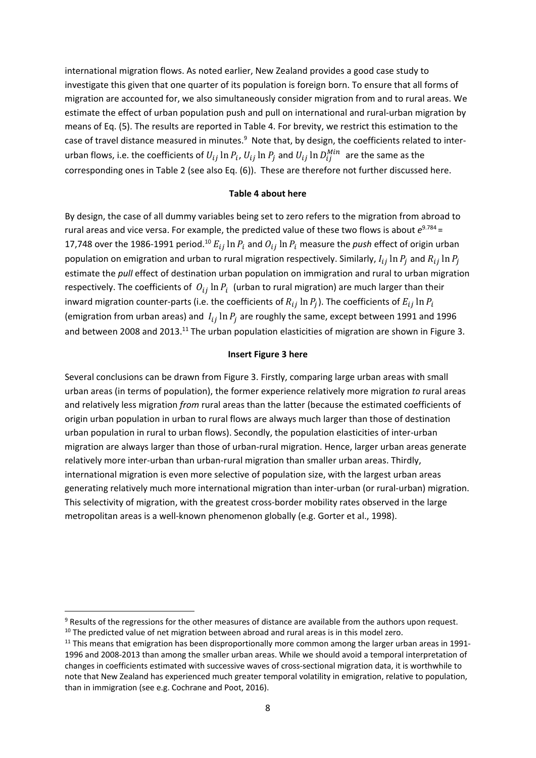international migration flows. As noted earlier, New Zealand provides a good case study to investigate this given that one quarter of its population is foreign born. To ensure that all forms of migration are accounted for, we also simultaneously consider migration from and to rural areas. We estimate the effect of urban population push and pull on international and rural-urban migration by means of Eq. (5). The results are reported in Table 4. For brevity, we restrict this estimation to the case of travel distance measured in minutes.[9] Note that, by design, the coefficients related to inter-urban flows, i.e. the coefficients of $U_{ij} \ln P_i$, $U_{ij} \ln P_j$ and $U_{ij} \ln D_{ij}^{Min}$ are the same as the corresponding ones in Table 2 (see also Eq. (6)). These are therefore not further discussed here.

**Table 4 about here**

By design, the case of all dummy variables being set to zero refers to the migration from abroad to rural areas and vice versa. For example, the predicted value of these two flows is about $e^{9.784}$ = 17,748 over the 1986-1991 period.[10] $E_{ij} \ln P_i$ and $O_{ij} \ln P_i$ measure the *push* effect of origin urban population on emigration and urban to rural migration respectively. Similarly, $I_{ij} \ln P_j$ and $R_{ij} \ln P_j$ estimate the *pull* effect of destination urban population on immigration and rural to urban migration respectively. The coefficients of $O_{ij} \ln P_i$ (urban to rural migration) are much larger than their inward migration counter-parts (i.e. the coefficients of $R_{ij} \ln P_j$). The coefficients of $E_{ij} \ln P_i$ (emigration from urban areas) and $I_{ij} \ln P_j$ are roughly the same, except between 1991 and 1996 and between 2008 and 2013.[11] The urban population elasticities of migration are shown in Figure 3.

**Insert Figure 3 here**

Several conclusions can be drawn from Figure 3. Firstly, comparing large urban areas with small urban areas (in terms of population), the former experience relatively more migration *to* rural areas and relatively less migration *from* rural areas than the latter (because the estimated coefficients of origin urban population in urban to rural flows are always much larger than those of destination urban population in rural to urban flows). Secondly, the population elasticities of inter-urban migration are always larger than those of urban-rural migration. Hence, larger urban areas generate relatively more inter-urban than urban-rural migration than smaller urban areas. Thirdly, international migration is even more selective of population size, with the largest urban areas generating relatively much more international migration than inter-urban (or rural-urban) migration. This selectivity of migration, with the greatest cross-border mobility rates observed in the large metropolitan areas is a well-known phenomenon globally (e.g. Gorter et al., 1998).

---

[9] Results of the regressions for the other measures of distance are available from the authors upon request.

[10] The predicted value of net migration between abroad and rural areas is in this model zero.

[11] This means that emigration has been disproportionally more common among the larger urban areas in 1991-1996 and 2008-2013 than among the smaller urban areas. While we should avoid a temporal interpretation of changes in coefficients estimated with successive waves of cross-sectional migration data, it is worthwhile to note that New Zealand has experienced much greater temporal volatility in emigration, relative to population, than in immigration (see e.g. Cochrane and Poot, 2016).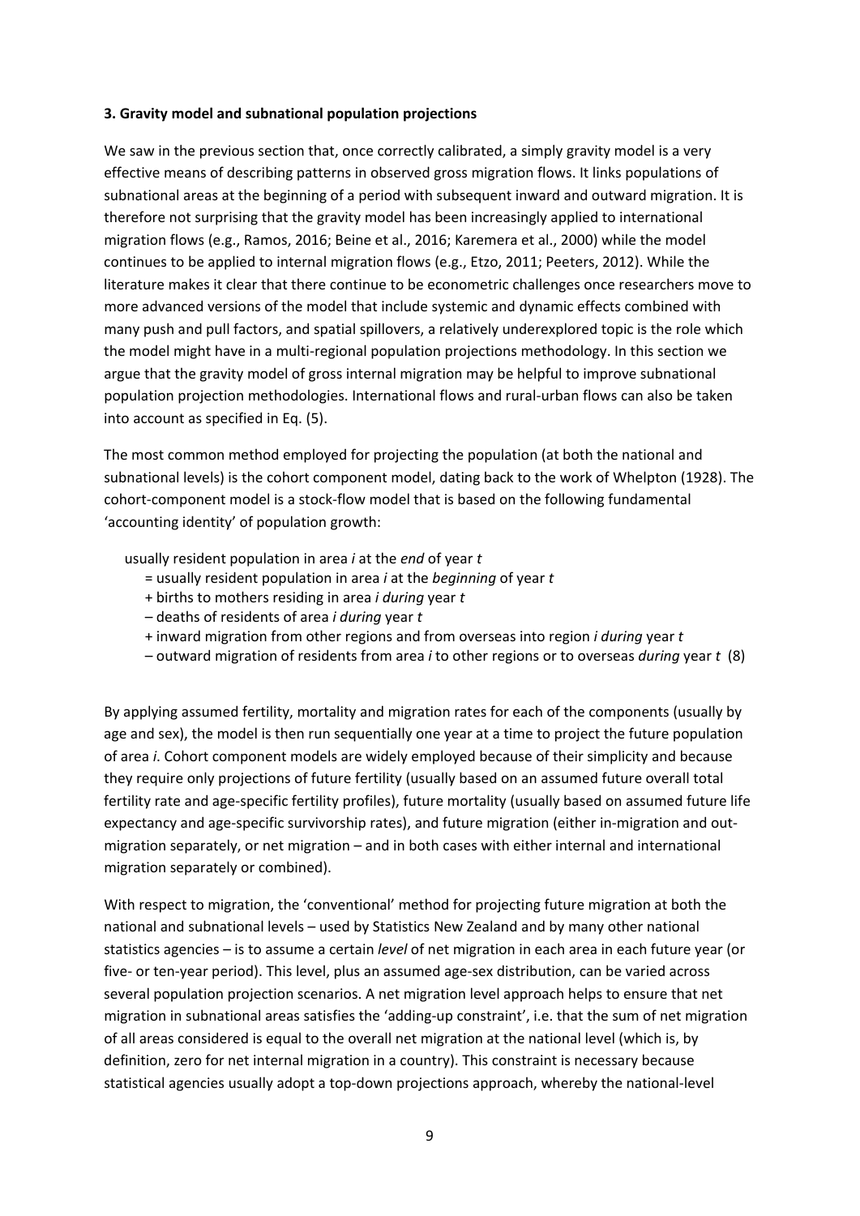### 3. Gravity model and subnational population projections

We saw in the previous section that, once correctly calibrated, a simply gravity model is a very effective means of describing patterns in observed gross migration flows. It links populations of subnational areas at the beginning of a period with subsequent inward and outward migration. It is therefore not surprising that the gravity model has been increasingly applied to international migration flows (e.g., Ramos, 2016; Beine et al., 2016; Karemera et al., 2000) while the model continues to be applied to internal migration flows (e.g., Etzo, 2011; Peeters, 2012). While the literature makes it clear that there continue to be econometric challenges once researchers move to more advanced versions of the model that include systemic and dynamic effects combined with many push and pull factors, and spatial spillovers, a relatively underexplored topic is the role which the model might have in a multi-regional population projections methodology. In this section we argue that the gravity model of gross internal migration may be helpful to improve subnational population projection methodologies. International flows and rural-urban flows can also be taken into account as specified in Eq. (5).

The most common method employed for projecting the population (at both the national and subnational levels) is the cohort component model, dating back to the work of Whelpton (1928). The cohort-component model is a stock-flow model that is based on the following fundamental 'accounting identity' of population growth:

usually resident population in area *i* at the *end* of year *t*
 = usually resident population in area *i* at the *beginning* of year *t*
 + births to mothers residing in area *i during* year *t*
 – deaths of residents of area *i during* year *t*
 + inward migration from other regions and from overseas into region *i during* year *t*
 – outward migration of residents from area *i* to other regions or to overseas *during* year *t* (8)

By applying assumed fertility, mortality and migration rates for each of the components (usually by age and sex), the model is then run sequentially one year at a time to project the future population of area *i*. Cohort component models are widely employed because of their simplicity and because they require only projections of future fertility (usually based on an assumed future overall total fertility rate and age-specific fertility profiles), future mortality (usually based on assumed future life expectancy and age-specific survivorship rates), and future migration (either in-migration and out-migration separately, or net migration – and in both cases with either internal and international migration separately or combined).

With respect to migration, the 'conventional' method for projecting future migration at both the national and subnational levels – used by Statistics New Zealand and by many other national statistics agencies – is to assume a certain *level* of net migration in each area in each future year (or five- or ten-year period). This level, plus an assumed age-sex distribution, can be varied across several population projection scenarios. A net migration level approach helps to ensure that net migration in subnational areas satisfies the 'adding-up constraint', i.e. that the sum of net migration of all areas considered is equal to the overall net migration at the national level (which is, by definition, zero for net internal migration in a country). This constraint is necessary because statistical agencies usually adopt a top-down projections approach, whereby the national-level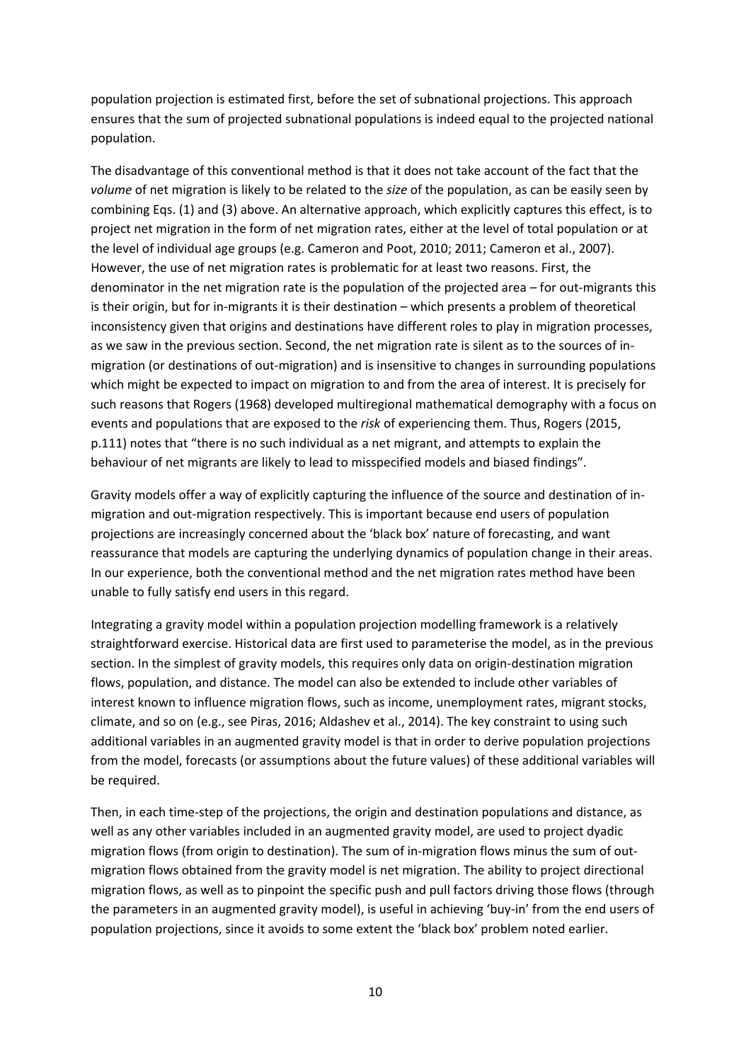population projection is estimated first, before the set of subnational projections. This approach ensures that the sum of projected subnational populations is indeed equal to the projected national population.

The disadvantage of this conventional method is that it does not take account of the fact that the *volume* of net migration is likely to be related to the *size* of the population, as can be easily seen by combining Eqs. (1) and (3) above. An alternative approach, which explicitly captures this effect, is to project net migration in the form of net migration rates, either at the level of total population or at the level of individual age groups (e.g. Cameron and Poot, 2010; 2011; Cameron et al., 2007). However, the use of net migration rates is problematic for at least two reasons. First, the denominator in the net migration rate is the population of the projected area – for out-migrants this is their origin, but for in-migrants it is their destination – which presents a problem of theoretical inconsistency given that origins and destinations have different roles to play in migration processes, as we saw in the previous section. Second, the net migration rate is silent as to the sources of in-migration (or destinations of out-migration) and is insensitive to changes in surrounding populations which might be expected to impact on migration to and from the area of interest. It is precisely for such reasons that Rogers (1968) developed multiregional mathematical demography with a focus on events and populations that are exposed to the *risk* of experiencing them. Thus, Rogers (2015, p.111) notes that "there is no such individual as a net migrant, and attempts to explain the behaviour of net migrants are likely to lead to misspecified models and biased findings".

Gravity models offer a way of explicitly capturing the influence of the source and destination of in-migration and out-migration respectively. This is important because end users of population projections are increasingly concerned about the 'black box' nature of forecasting, and want reassurance that models are capturing the underlying dynamics of population change in their areas. In our experience, both the conventional method and the net migration rates method have been unable to fully satisfy end users in this regard.

Integrating a gravity model within a population projection modelling framework is a relatively straightforward exercise. Historical data are first used to parameterise the model, as in the previous section. In the simplest of gravity models, this requires only data on origin-destination migration flows, population, and distance. The model can also be extended to include other variables of interest known to influence migration flows, such as income, unemployment rates, migrant stocks, climate, and so on (e.g., see Piras, 2016; Aldashev et al., 2014). The key constraint to using such additional variables in an augmented gravity model is that in order to derive population projections from the model, forecasts (or assumptions about the future values) of these additional variables will be required.

Then, in each time-step of the projections, the origin and destination populations and distance, as well as any other variables included in an augmented gravity model, are used to project dyadic migration flows (from origin to destination). The sum of in-migration flows minus the sum of out-migration flows obtained from the gravity model is net migration. The ability to project directional migration flows, as well as to pinpoint the specific push and pull factors driving those flows (through the parameters in an augmented gravity model), is useful in achieving 'buy-in' from the end users of population projections, since it avoids to some extent the 'black box' problem noted earlier.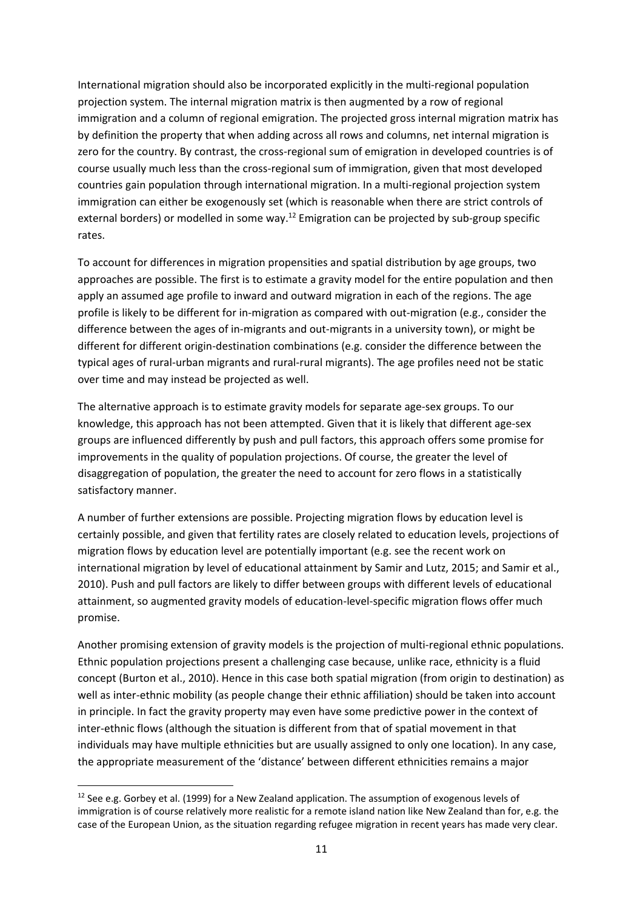International migration should also be incorporated explicitly in the multi-regional population projection system. The internal migration matrix is then augmented by a row of regional immigration and a column of regional emigration. The projected gross internal migration matrix has by definition the property that when adding across all rows and columns, net internal migration is zero for the country. By contrast, the cross-regional sum of emigration in developed countries is of course usually much less than the cross-regional sum of immigration, given that most developed countries gain population through international migration. In a multi-regional projection system immigration can either be exogenously set (which is reasonable when there are strict controls of external borders) or modelled in some way.[12] Emigration can be projected by sub-group specific rates.

To account for differences in migration propensities and spatial distribution by age groups, two approaches are possible. The first is to estimate a gravity model for the entire population and then apply an assumed age profile to inward and outward migration in each of the regions. The age profile is likely to be different for in-migration as compared with out-migration (e.g., consider the difference between the ages of in-migrants and out-migrants in a university town), or might be different for different origin-destination combinations (e.g. consider the difference between the typical ages of rural-urban migrants and rural-rural migrants). The age profiles need not be static over time and may instead be projected as well.

The alternative approach is to estimate gravity models for separate age-sex groups. To our knowledge, this approach has not been attempted. Given that it is likely that different age-sex groups are influenced differently by push and pull factors, this approach offers some promise for improvements in the quality of population projections. Of course, the greater the level of disaggregation of population, the greater the need to account for zero flows in a statistically satisfactory manner.

A number of further extensions are possible. Projecting migration flows by education level is certainly possible, and given that fertility rates are closely related to education levels, projections of migration flows by education level are potentially important (e.g. see the recent work on international migration by level of educational attainment by Samir and Lutz, 2015; and Samir et al., 2010). Push and pull factors are likely to differ between groups with different levels of educational attainment, so augmented gravity models of education-level-specific migration flows offer much promise.

Another promising extension of gravity models is the projection of multi-regional ethnic populations. Ethnic population projections present a challenging case because, unlike race, ethnicity is a fluid concept (Burton et al., 2010). Hence in this case both spatial migration (from origin to destination) as well as inter-ethnic mobility (as people change their ethnic affiliation) should be taken into account in principle. In fact the gravity property may even have some predictive power in the context of inter-ethnic flows (although the situation is different from that of spatial movement in that individuals may have multiple ethnicities but are usually assigned to only one location). In any case, the appropriate measurement of the 'distance' between different ethnicities remains a major

[12] See e.g. Gorbey et al. (1999) for a New Zealand application. The assumption of exogenous levels of immigration is of course relatively more realistic for a remote island nation like New Zealand than for, e.g. the case of the European Union, as the situation regarding refugee migration in recent years has made very clear.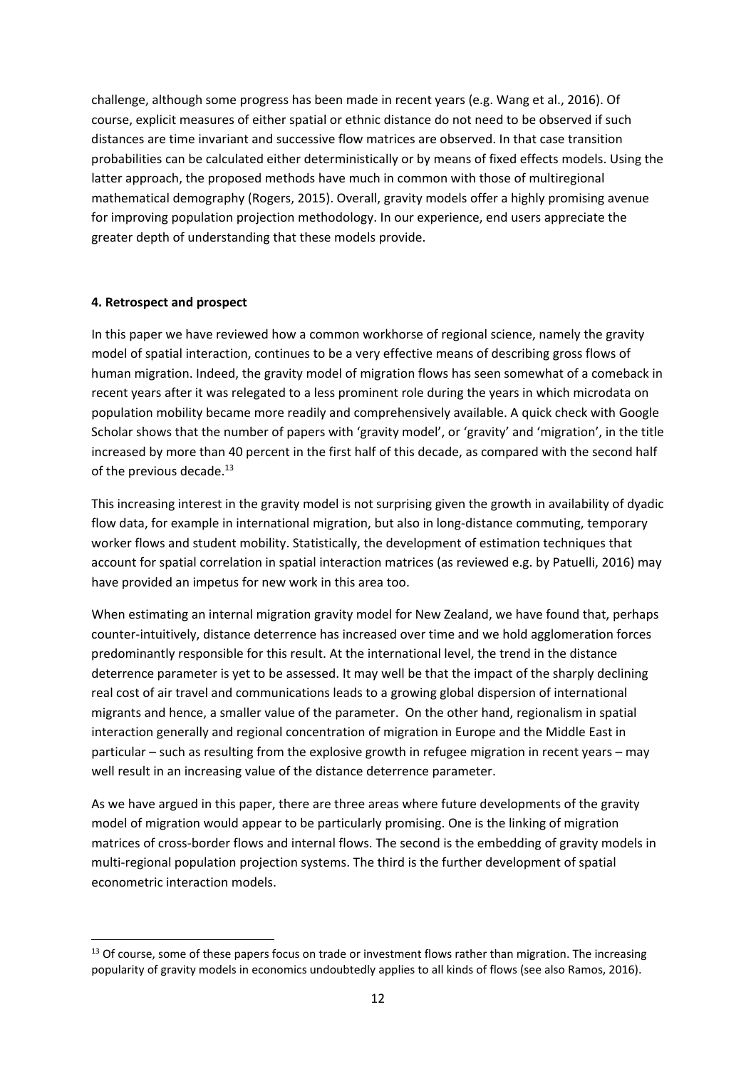challenge, although some progress has been made in recent years (e.g. Wang et al., 2016). Of course, explicit measures of either spatial or ethnic distance do not need to be observed if such distances are time invariant and successive flow matrices are observed. In that case transition probabilities can be calculated either deterministically or by means of fixed effects models. Using the latter approach, the proposed methods have much in common with those of multiregional mathematical demography (Rogers, 2015). Overall, gravity models offer a highly promising avenue for improving population projection methodology. In our experience, end users appreciate the greater depth of understanding that these models provide.

## 4. Retrospect and prospect

In this paper we have reviewed how a common workhorse of regional science, namely the gravity model of spatial interaction, continues to be a very effective means of describing gross flows of human migration. Indeed, the gravity model of migration flows has seen somewhat of a comeback in recent years after it was relegated to a less prominent role during the years in which microdata on population mobility became more readily and comprehensively available. A quick check with Google Scholar shows that the number of papers with 'gravity model', or 'gravity' and 'migration', in the title increased by more than 40 percent in the first half of this decade, as compared with the second half of the previous decade.[13]

This increasing interest in the gravity model is not surprising given the growth in availability of dyadic flow data, for example in international migration, but also in long-distance commuting, temporary worker flows and student mobility. Statistically, the development of estimation techniques that account for spatial correlation in spatial interaction matrices (as reviewed e.g. by Patuelli, 2016) may have provided an impetus for new work in this area too.

When estimating an internal migration gravity model for New Zealand, we have found that, perhaps counter-intuitively, distance deterrence has increased over time and we hold agglomeration forces predominantly responsible for this result. At the international level, the trend in the distance deterrence parameter is yet to be assessed. It may well be that the impact of the sharply declining real cost of air travel and communications leads to a growing global dispersion of international migrants and hence, a smaller value of the parameter. On the other hand, regionalism in spatial interaction generally and regional concentration of migration in Europe and the Middle East in particular – such as resulting from the explosive growth in refugee migration in recent years – may well result in an increasing value of the distance deterrence parameter.

As we have argued in this paper, there are three areas where future developments of the gravity model of migration would appear to be particularly promising. One is the linking of migration matrices of cross-border flows and internal flows. The second is the embedding of gravity models in multi-regional population projection systems. The third is the further development of spatial econometric interaction models.

[13] Of course, some of these papers focus on trade or investment flows rather than migration. The increasing popularity of gravity models in economics undoubtedly applies to all kinds of flows (see also Ramos, 2016).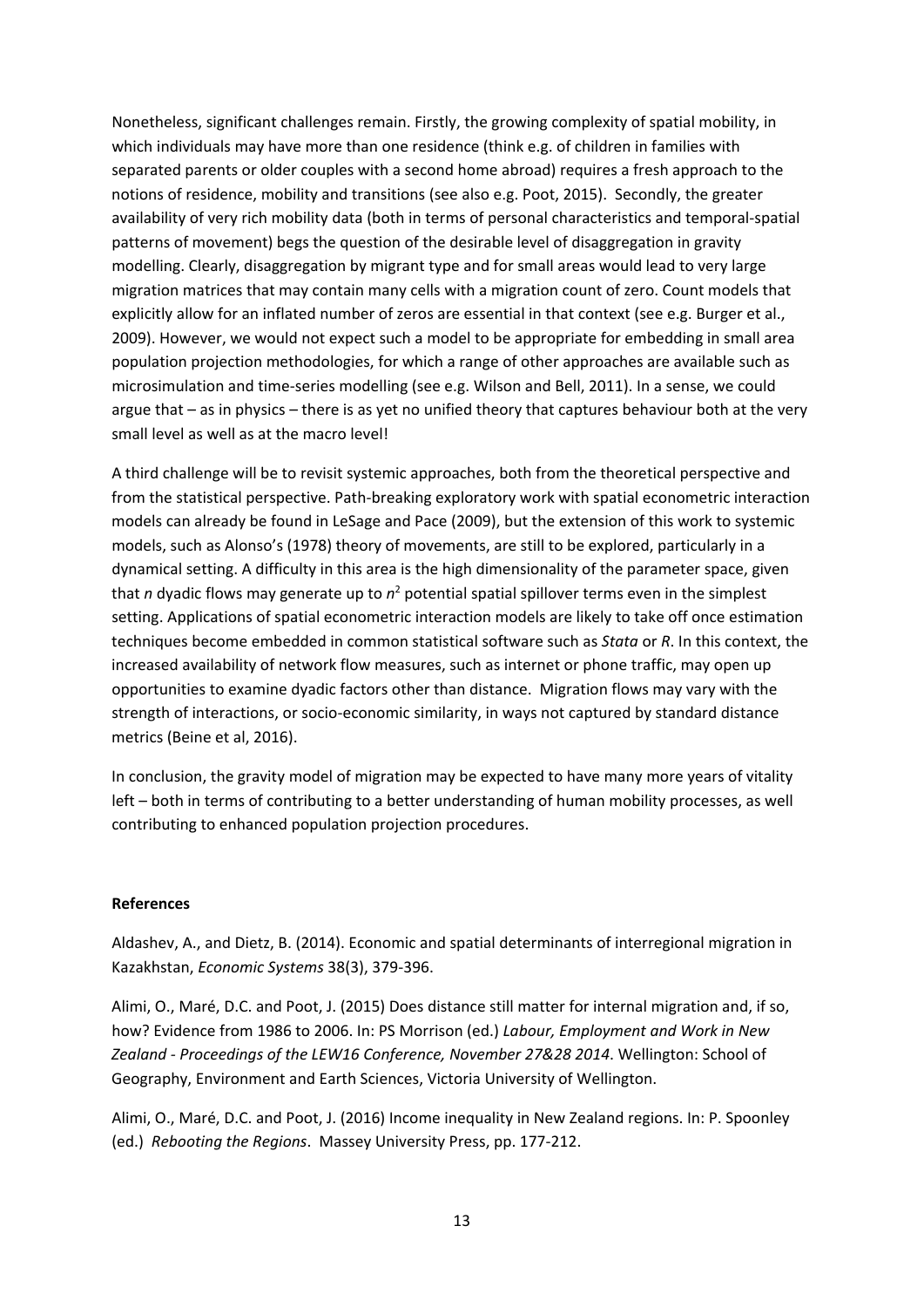Nonetheless, significant challenges remain. Firstly, the growing complexity of spatial mobility, in which individuals may have more than one residence (think e.g. of children in families with separated parents or older couples with a second home abroad) requires a fresh approach to the notions of residence, mobility and transitions (see also e.g. Poot, 2015). Secondly, the greater availability of very rich mobility data (both in terms of personal characteristics and temporal-spatial patterns of movement) begs the question of the desirable level of disaggregation in gravity modelling. Clearly, disaggregation by migrant type and for small areas would lead to very large migration matrices that may contain many cells with a migration count of zero. Count models that explicitly allow for an inflated number of zeros are essential in that context (see e.g. Burger et al., 2009). However, we would not expect such a model to be appropriate for embedding in small area population projection methodologies, for which a range of other approaches are available such as microsimulation and time-series modelling (see e.g. Wilson and Bell, 2011). In a sense, we could argue that – as in physics – there is as yet no unified theory that captures behaviour both at the very small level as well as at the macro level!

A third challenge will be to revisit systemic approaches, both from the theoretical perspective and from the statistical perspective. Path-breaking exploratory work with spatial econometric interaction models can already be found in LeSage and Pace (2009), but the extension of this work to systemic models, such as Alonso's (1978) theory of movements, are still to be explored, particularly in a dynamical setting. A difficulty in this area is the high dimensionality of the parameter space, given that $n$ dyadic flows may generate up to $n^2$ potential spatial spillover terms even in the simplest setting. Applications of spatial econometric interaction models are likely to take off once estimation techniques become embedded in common statistical software such as *Stata* or *R*. In this context, the increased availability of network flow measures, such as internet or phone traffic, may open up opportunities to examine dyadic factors other than distance. Migration flows may vary with the strength of interactions, or socio-economic similarity, in ways not captured by standard distance metrics (Beine et al, 2016).

In conclusion, the gravity model of migration may be expected to have many more years of vitality left – both in terms of contributing to a better understanding of human mobility processes, as well contributing to enhanced population projection procedures.

**References**

Aldashev, A., and Dietz, B. (2014). Economic and spatial determinants of interregional migration in Kazakhstan, *Economic Systems* 38(3), 379-396.

Alimi, O., Maré, D.C. and Poot, J. (2015) Does distance still matter for internal migration and, if so, how? Evidence from 1986 to 2006. In: PS Morrison (ed.) *Labour, Employment and Work in New Zealand - Proceedings of the LEW16 Conference, November 27&28 2014*. Wellington: School of Geography, Environment and Earth Sciences, Victoria University of Wellington.

Alimi, O., Maré, D.C. and Poot, J. (2016) Income inequality in New Zealand regions. In: P. Spoonley (ed.) *Rebooting the Regions*. Massey University Press, pp. 177-212.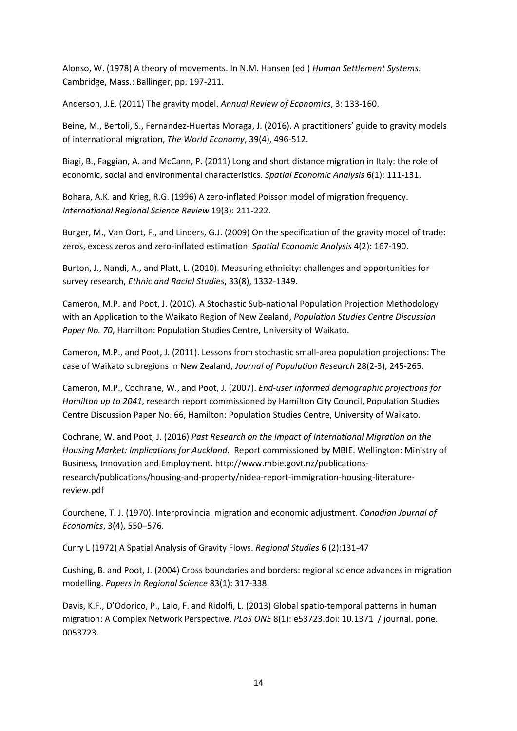Alonso, W. (1978) A theory of movements. In N.M. Hansen (ed.) *Human Settlement Systems*. Cambridge, Mass.: Ballinger, pp. 197-211.

Anderson, J.E. (2011) The gravity model. *Annual Review of Economics*, 3: 133-160.

Beine, M., Bertoli, S., Fernandez-Huertas Moraga, J. (2016). A practitioners' guide to gravity models of international migration, *The World Economy*, 39(4), 496-512.

Biagi, B., Faggian, A. and McCann, P. (2011) Long and short distance migration in Italy: the role of economic, social and environmental characteristics. *Spatial Economic Analysis* 6(1): 111-131.

Bohara, A.K. and Krieg, R.G. (1996) A zero-inflated Poisson model of migration frequency. *International Regional Science Review* 19(3): 211-222.

Burger, M., Van Oort, F., and Linders, G.J. (2009) On the specification of the gravity model of trade: zeros, excess zeros and zero-inflated estimation. *Spatial Economic Analysis* 4(2): 167-190.

Burton, J., Nandi, A., and Platt, L. (2010). Measuring ethnicity: challenges and opportunities for survey research, *Ethnic and Racial Studies*, 33(8), 1332-1349.

Cameron, M.P. and Poot, J. (2010). A Stochastic Sub-national Population Projection Methodology with an Application to the Waikato Region of New Zealand, *Population Studies Centre Discussion Paper No. 70*, Hamilton: Population Studies Centre, University of Waikato.

Cameron, M.P., and Poot, J. (2011). Lessons from stochastic small-area population projections: The case of Waikato subregions in New Zealand, *Journal of Population Research* 28(2-3), 245-265.

Cameron, M.P., Cochrane, W., and Poot, J. (2007). *End-user informed demographic projections for Hamilton up to 2041*, research report commissioned by Hamilton City Council, Population Studies Centre Discussion Paper No. 66, Hamilton: Population Studies Centre, University of Waikato.

Cochrane, W. and Poot, J. (2016) *Past Research on the Impact of International Migration on the Housing Market: Implications for Auckland*. Report commissioned by MBIE. Wellington: Ministry of Business, Innovation and Employment. http://www.mbie.govt.nz/publications-research/publications/housing-and-property/nidea-report-immigration-housing-literature-review.pdf

Courchene, T. J. (1970). Interprovincial migration and economic adjustment. *Canadian Journal of Economics*, 3(4), 550–576.

Curry L (1972) A Spatial Analysis of Gravity Flows. *Regional Studies* 6 (2):131-47

Cushing, B. and Poot, J. (2004) Cross boundaries and borders: regional science advances in migration modelling. *Papers in Regional Science* 83(1): 317-338.

Davis, K.F., D'Odorico, P., Laio, F. and Ridolfi, L. (2013) Global spatio-temporal patterns in human migration: A Complex Network Perspective. *PLoS ONE* 8(1): e53723.doi: 10.1371 / journal. pone. 0053723.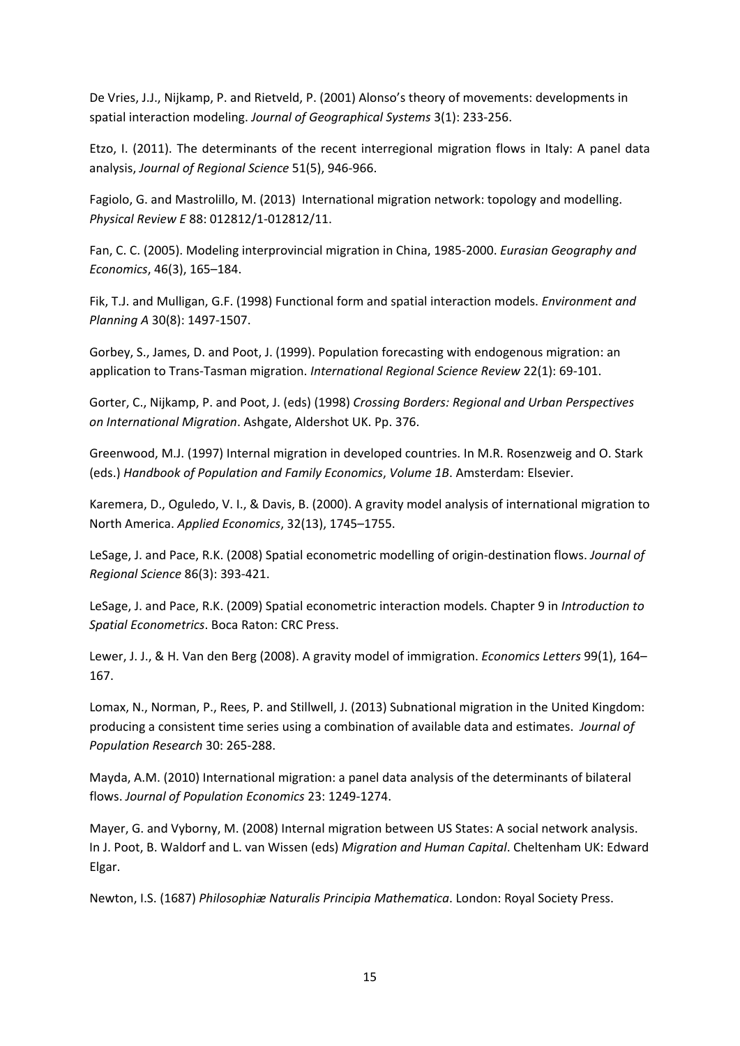De Vries, J.J., Nijkamp, P. and Rietveld, P. (2001) Alonso's theory of movements: developments in spatial interaction modeling. *Journal of Geographical Systems* 3(1): 233-256.

Etzo, I. (2011). The determinants of the recent interregional migration flows in Italy: A panel data analysis, *Journal of Regional Science* 51(5), 946-966.

Fagiolo, G. and Mastrolillo, M. (2013) International migration network: topology and modelling. *Physical Review E* 88: 012812/1-012812/11.

Fan, C. C. (2005). Modeling interprovincial migration in China, 1985-2000. *Eurasian Geography and Economics*, 46(3), 165–184.

Fik, T.J. and Mulligan, G.F. (1998) Functional form and spatial interaction models. *Environment and Planning A* 30(8): 1497-1507.

Gorbey, S., James, D. and Poot, J. (1999). Population forecasting with endogenous migration: an application to Trans-Tasman migration. *International Regional Science Review* 22(1): 69-101.

Gorter, C., Nijkamp, P. and Poot, J. (eds) (1998) *Crossing Borders: Regional and Urban Perspectives on International Migration*. Ashgate, Aldershot UK. Pp. 376.

Greenwood, M.J. (1997) Internal migration in developed countries. In M.R. Rosenzweig and O. Stark (eds.) *Handbook of Population and Family Economics*, *Volume 1B*. Amsterdam: Elsevier.

Karemera, D., Oguledo, V. I., & Davis, B. (2000). A gravity model analysis of international migration to North America. *Applied Economics*, 32(13), 1745–1755.

LeSage, J. and Pace, R.K. (2008) Spatial econometric modelling of origin-destination flows. *Journal of Regional Science* 86(3): 393-421.

LeSage, J. and Pace, R.K. (2009) Spatial econometric interaction models. Chapter 9 in *Introduction to Spatial Econometrics*. Boca Raton: CRC Press.

Lewer, J. J., & H. Van den Berg (2008). A gravity model of immigration. *Economics Letters* 99(1), 164–167.

Lomax, N., Norman, P., Rees, P. and Stillwell, J. (2013) Subnational migration in the United Kingdom: producing a consistent time series using a combination of available data and estimates. *Journal of Population Research* 30: 265-288.

Mayda, A.M. (2010) International migration: a panel data analysis of the determinants of bilateral flows. *Journal of Population Economics* 23: 1249-1274.

Mayer, G. and Vyborny, M. (2008) Internal migration between US States: A social network analysis. In J. Poot, B. Waldorf and L. van Wissen (eds) *Migration and Human Capital*. Cheltenham UK: Edward Elgar.

Newton, I.S. (1687) *Philosophiæ Naturalis Principia Mathematica*. London: Royal Society Press.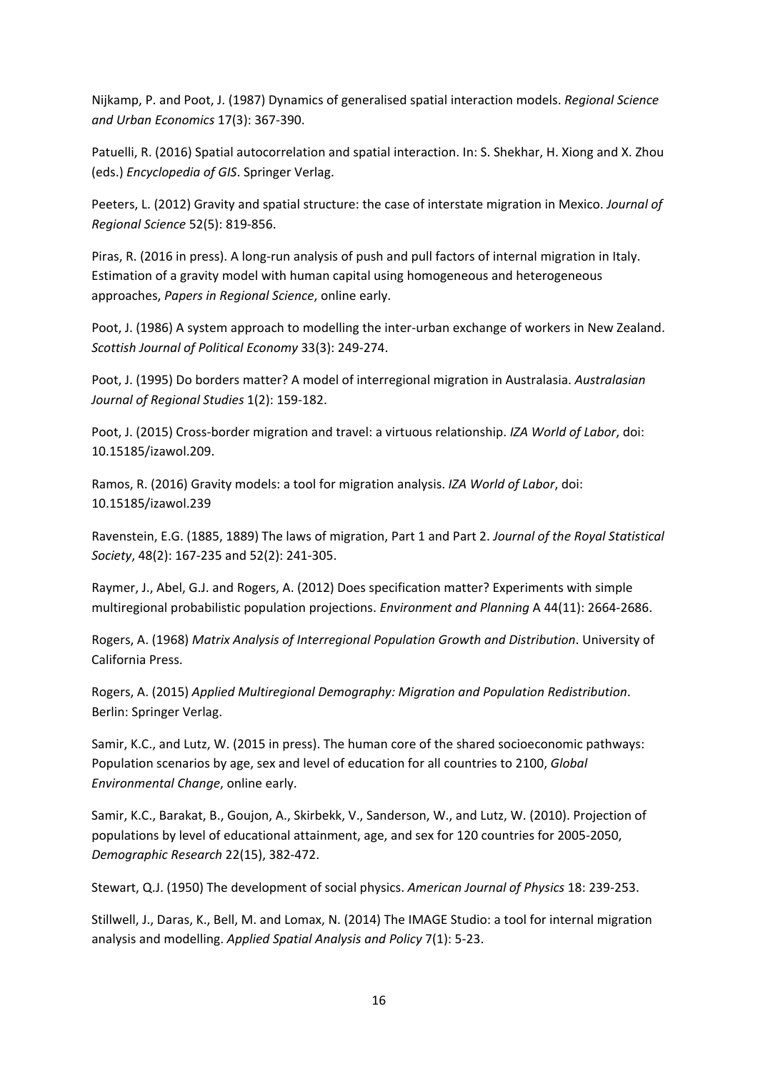Nijkamp, P. and Poot, J. (1987) Dynamics of generalised spatial interaction models. *Regional Science and Urban Economics* 17(3): 367-390.

Patuelli, R. (2016) Spatial autocorrelation and spatial interaction. In: S. Shekhar, H. Xiong and X. Zhou (eds.) *Encyclopedia of GIS*. Springer Verlag.

Peeters, L. (2012) Gravity and spatial structure: the case of interstate migration in Mexico. *Journal of Regional Science* 52(5): 819-856.

Piras, R. (2016 in press). A long-run analysis of push and pull factors of internal migration in Italy. Estimation of a gravity model with human capital using homogeneous and heterogeneous approaches, *Papers in Regional Science*, online early.

Poot, J. (1986) A system approach to modelling the inter-urban exchange of workers in New Zealand. *Scottish Journal of Political Economy* 33(3): 249-274.

Poot, J. (1995) Do borders matter? A model of interregional migration in Australasia. *Australasian Journal of Regional Studies* 1(2): 159-182.

Poot, J. (2015) Cross-border migration and travel: a virtuous relationship. *IZA World of Labor*, doi: 10.15185/izawol.209.

Ramos, R. (2016) Gravity models: a tool for migration analysis. *IZA World of Labor*, doi: 10.15185/izawol.239

Ravenstein, E.G. (1885, 1889) The laws of migration, Part 1 and Part 2. *Journal of the Royal Statistical Society*, 48(2): 167-235 and 52(2): 241-305.

Raymer, J., Abel, G.J. and Rogers, A. (2012) Does specification matter? Experiments with simple multiregional probabilistic population projections. *Environment and Planning* A 44(11): 2664-2686.

Rogers, A. (1968) *Matrix Analysis of Interregional Population Growth and Distribution*. University of California Press.

Rogers, A. (2015) *Applied Multiregional Demography: Migration and Population Redistribution*. Berlin: Springer Verlag.

Samir, K.C., and Lutz, W. (2015 in press). The human core of the shared socioeconomic pathways: Population scenarios by age, sex and level of education for all countries to 2100, *Global Environmental Change*, online early.

Samir, K.C., Barakat, B., Goujon, A., Skirbekk, V., Sanderson, W., and Lutz, W. (2010). Projection of populations by level of educational attainment, age, and sex for 120 countries for 2005-2050, *Demographic Research* 22(15), 382-472.

Stewart, Q.J. (1950) The development of social physics. *American Journal of Physics* 18: 239-253.

Stillwell, J., Daras, K., Bell, M. and Lomax, N. (2014) The IMAGE Studio: a tool for internal migration analysis and modelling. *Applied Spatial Analysis and Policy* 7(1): 5-23.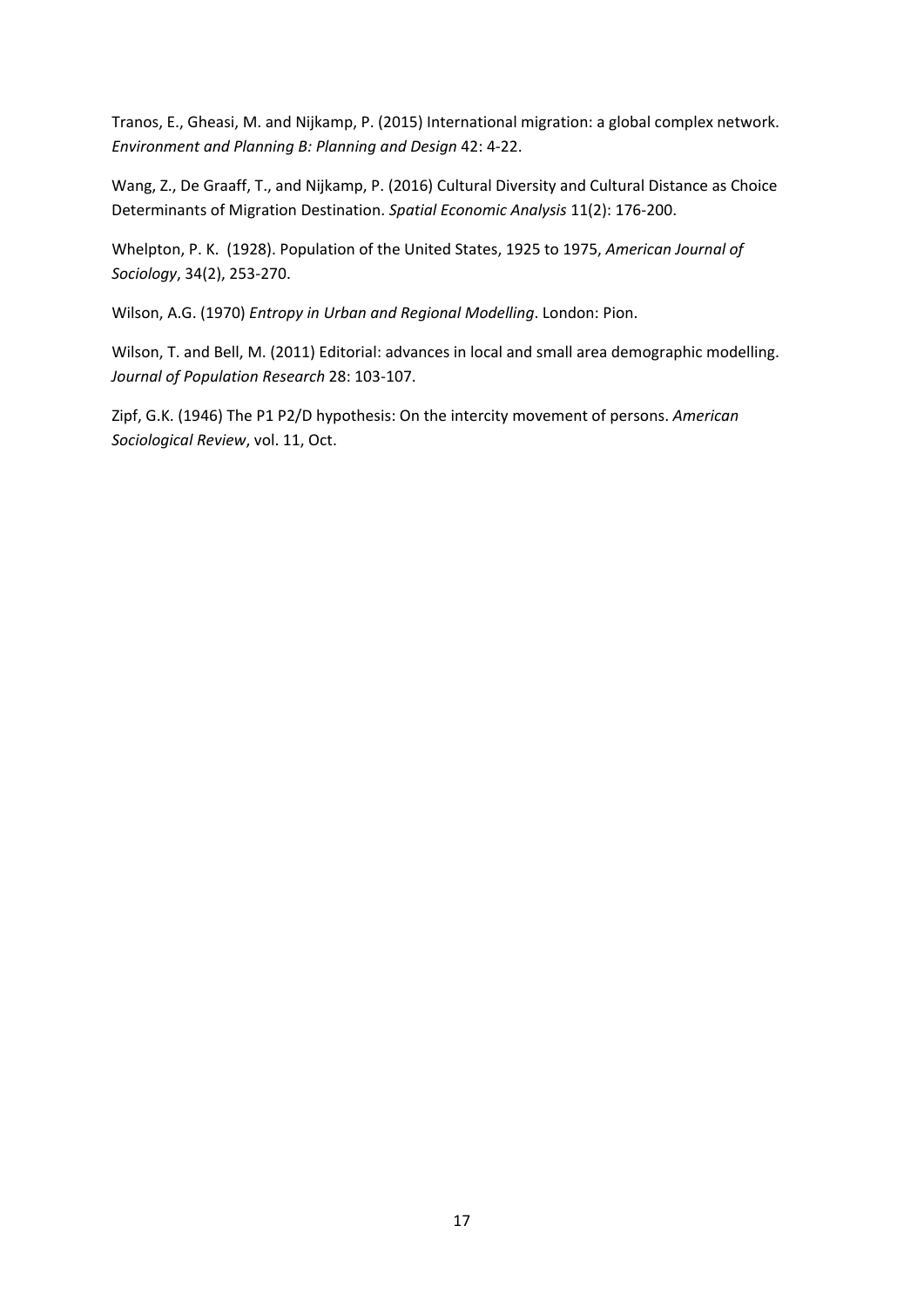Tranos, E., Gheasi, M. and Nijkamp, P. (2015) International migration: a global complex network. *Environment and Planning B: Planning and Design* 42: 4-22.

Wang, Z., De Graaff, T., and Nijkamp, P. (2016) Cultural Diversity and Cultural Distance as Choice Determinants of Migration Destination. *Spatial Economic Analysis* 11(2): 176-200.

Whelpton, P. K. (1928). Population of the United States, 1925 to 1975, *American Journal of Sociology*, 34(2), 253-270.

Wilson, A.G. (1970) *Entropy in Urban and Regional Modelling*. London: Pion.

Wilson, T. and Bell, M. (2011) Editorial: advances in local and small area demographic modelling. *Journal of Population Research* 28: 103-107.

Zipf, G.K. (1946) The P1 P2/D hypothesis: On the intercity movement of persons. *American Sociological Review*, vol. 11, Oct.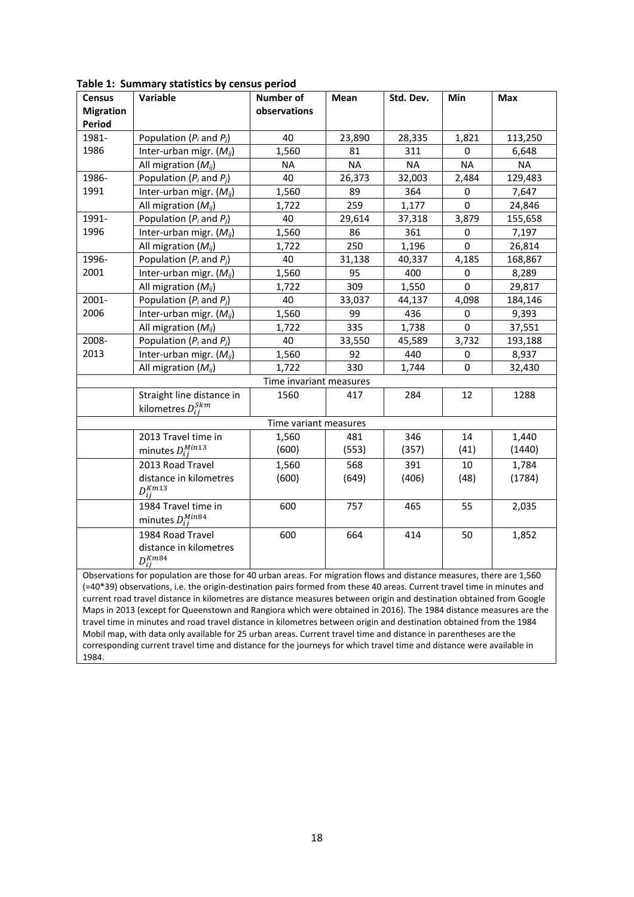**Table 1: Summary statistics by census period**

| Census Migration Period | Variable | Number of observations | Mean | Std. Dev. | Min | Max |
|---|---|---|---|---|---|---|
| 1981-1986 | Population ($P_i$ and $P_j$) | 40 | 23,890 | 28,335 | 1,821 | 113,250 |
| | Inter-urban migr. ($M_{ij}$) | 1,560 | 81 | 311 | 0 | 6,648 |
| | All migration ($M_{ij}$) | NA | NA | NA | NA | NA |
| 1986-1991 | Population ($P_i$ and $P_j$) | 40 | 26,373 | 32,003 | 2,484 | 129,483 |
| | Inter-urban migr. ($M_{ij}$) | 1,560 | 89 | 364 | 0 | 7,647 |
| | All migration ($M_{ij}$) | 1,722 | 259 | 1,177 | 0 | 24,846 |
| 1991-1996 | Population ($P_i$ and $P_j$) | 40 | 29,614 | 37,318 | 3,879 | 155,658 |
| | Inter-urban migr. ($M_{ij}$) | 1,560 | 86 | 361 | 0 | 7,197 |
| | All migration ($M_{ij}$) | 1,722 | 250 | 1,196 | 0 | 26,814 |
| 1996-2001 | Population ($P_i$ and $P_j$) | 40 | 31,138 | 40,337 | 4,185 | 168,867 |
| | Inter-urban migr. ($M_{ij}$) | 1,560 | 95 | 400 | 0 | 8,289 |
| | All migration ($M_{ij}$) | 1,722 | 309 | 1,550 | 0 | 29,817 |
| 2001-2006 | Population ($P_i$ and $P_j$) | 40 | 33,037 | 44,137 | 4,098 | 184,146 |
| | Inter-urban migr. ($M_{ij}$) | 1,560 | 99 | 436 | 0 | 9,393 |
| | All migration ($M_{ij}$) | 1,722 | 335 | 1,738 | 0 | 37,551 |
| 2008-2013 | Population ($P_i$ and $P_j$) | 40 | 33,550 | 45,589 | 3,732 | 193,188 |
| | Inter-urban migr. ($M_{ij}$) | 1,560 | 92 | 440 | 0 | 8,937 |
| | All migration ($M_{ij}$) | 1,722 | 330 | 1,744 | 0 | 32,430 |
| | | Time invariant measures | | | | |
| | Straight line distance in kilometres $D_{ij}^{Skm}$ | 1560 | 417 | 284 | 12 | 1288 |
| | | Time variant measures | | | | |
| | 2013 Travel time in minutes $D_{ij}^{Min13}$ | 1,560 (600) | 481 (553) | 346 (357) | 14 (41) | 1,440 (1440) |
| | 2013 Road Travel distance in kilometres $D_{ij}^{Km13}$ | 1,560 (600) | 568 (649) | 391 (406) | 10 (48) | 1,784 (1784) |
| | 1984 Travel time in minutes $D_{ij}^{Min84}$ | 600 | 757 | 465 | 55 | 2,035 |
| | 1984 Road Travel distance in kilometres $D_{ij}^{Km84}$ | 600 | 664 | 414 | 50 | 1,852 |

Observations for population are those for 40 urban areas. For migration flows and distance measures, there are 1,560 (=40*39) observations, i.e. the origin-destination pairs formed from these 40 areas. Current travel time in minutes and current road travel distance in kilometres are distance measures between origin and destination obtained from Google Maps in 2013 (except for Queenstown and Rangiora which were obtained in 2016). The 1984 distance measures are the travel time in minutes and road travel distance in kilometres between origin and destination obtained from the 1984 Mobil map, with data only available for 25 urban areas. Current travel time and distance in parentheses are the corresponding current travel time and distance for the journeys for which travel time and distance were available in 1984.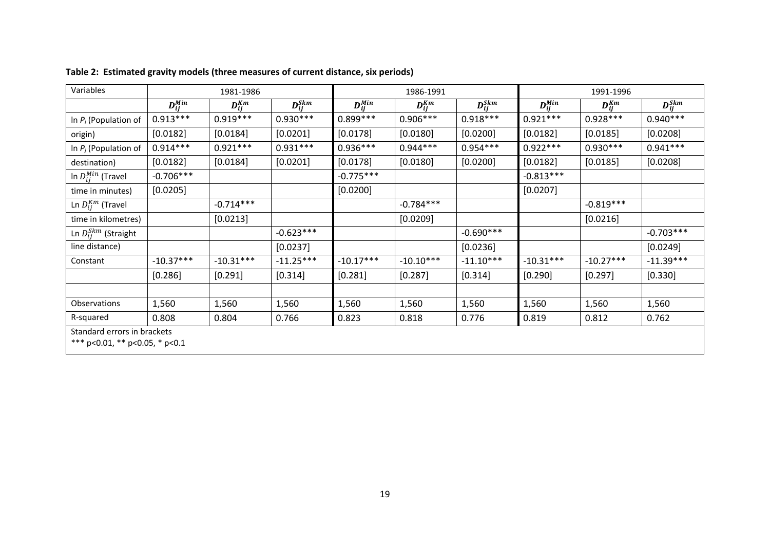**Table 2: Estimated gravity models (three measures of current distance, six periods)**

| Variables | 1981-1986 | | | 1986-1991 | | | 1991-1996 | | |
|---|---|---|---|---|---|---|---|---|---|
| | $D_{ij}^{Min}$ | $D_{ij}^{Km}$ | $D_{ij}^{Skm}$ | $D_{ij}^{Min}$ | $D_{ij}^{Km}$ | $D_{ij}^{Skm}$ | $D_{ij}^{Min}$ | $D_{ij}^{Km}$ | $D_{ij}^{Skm}$ |
| ln $P_i$ (Population of | 0.913*** | 0.919*** | 0.930*** | 0.899*** | 0.906*** | 0.918*** | 0.921*** | 0.928*** | 0.940*** |
| origin) | [0.0182] | [0.0184] | [0.0201] | [0.0178] | [0.0180] | [0.0200] | [0.0182] | [0.0185] | [0.0208] |
| ln $P_j$ (Population of | 0.914*** | 0.921*** | 0.931*** | 0.936*** | 0.944*** | 0.954*** | 0.922*** | 0.930*** | 0.941*** |
| destination) | [0.0182] | [0.0184] | [0.0201] | [0.0178] | [0.0180] | [0.0200] | [0.0182] | [0.0185] | [0.0208] |
| ln $D_{ij}^{Min}$ (Travel | -0.706*** | | | -0.775*** | | | -0.813*** | | |
| time in minutes) | [0.0205] | | | [0.0200] | | | [0.0207] | | |
| Ln $D_{ij}^{Km}$ (Travel | | -0.714*** | | | -0.784*** | | | -0.819*** | |
| time in kilometres) | | [0.0213] | | | [0.0209] | | | [0.0216] | |
| Ln $D_{ij}^{Skm}$ (Straight | | | -0.623*** | | | -0.690*** | | | -0.703*** |
| line distance) | | | [0.0237] | | | [0.0236] | | | [0.0249] |
| Constant | -10.37*** | -10.31*** | -11.25*** | -10.17*** | -10.10*** | -11.10*** | -10.31*** | -10.27*** | -11.39*** |
| | [0.286] | [0.291] | [0.314] | [0.281] | [0.287] | [0.314] | [0.290] | [0.297] | [0.330] |
| | | | | | | | | | |
| Observations | 1,560 | 1,560 | 1,560 | 1,560 | 1,560 | 1,560 | 1,560 | 1,560 | 1,560 |
| R-squared | 0.808 | 0.804 | 0.766 | 0.823 | 0.818 | 0.776 | 0.819 | 0.812 | 0.762 |

Standard errors in brackets
*** p<0.01, ** p<0.05, * p<0.1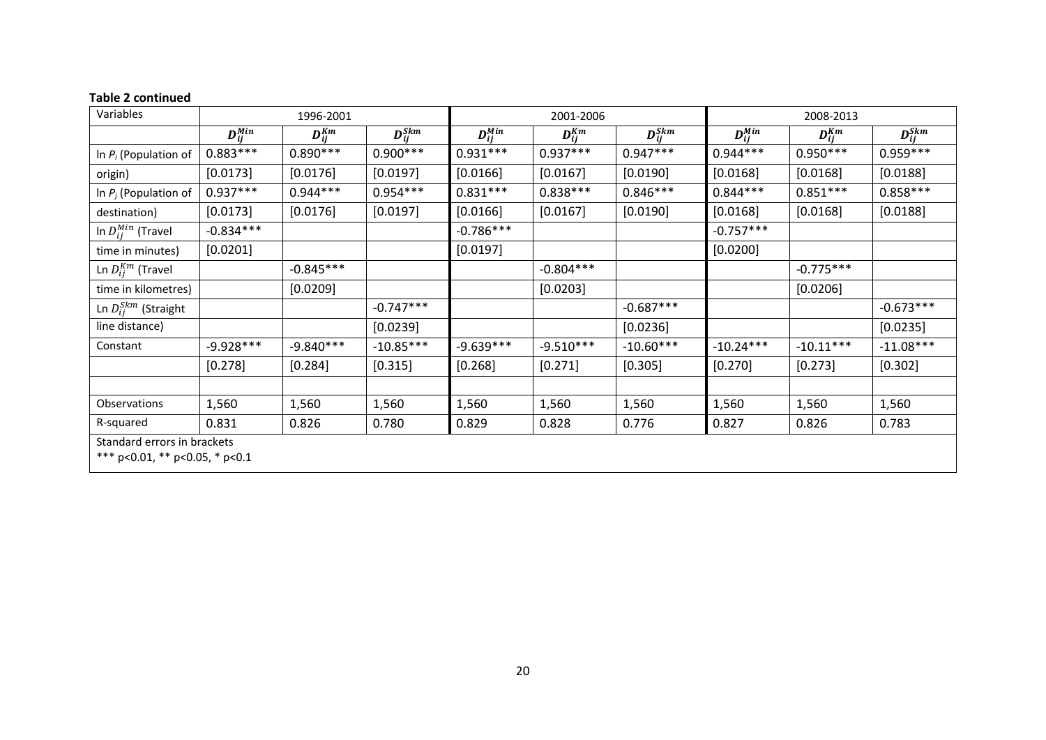**Table 2 continued**

| Variables | 1996-2001 | | | 2001-2006 | | | 2008-2013 | | |
|---|---|---|---|---|---|---|---|---|---|
| | $D_{ij}^{Min}$ | $D_{ij}^{Km}$ | $D_{ij}^{Skm}$ | $D_{ij}^{Min}$ | $D_{ij}^{Km}$ | $D_{ij}^{Skm}$ | $D_{ij}^{Min}$ | $D_{ij}^{Km}$ | $D_{ij}^{Skm}$ |
| ln $P_i$ (Population of | 0.883*** | 0.890*** | 0.900*** | 0.931*** | 0.937*** | 0.947*** | 0.944*** | 0.950*** | 0.959*** |
| origin) | [0.0173] | [0.0176] | [0.0197] | [0.0166] | [0.0167] | [0.0190] | [0.0168] | [0.0168] | [0.0188] |
| ln $P_j$ (Population of | 0.937*** | 0.944*** | 0.954*** | 0.831*** | 0.838*** | 0.846*** | 0.844*** | 0.851*** | 0.858*** |
| destination) | [0.0173] | [0.0176] | [0.0197] | [0.0166] | [0.0167] | [0.0190] | [0.0168] | [0.0168] | [0.0188] |
| ln $D_{ij}^{Min}$ (Travel | -0.834*** | | | -0.786*** | | | -0.757*** | | |
| time in minutes) | [0.0201] | | | [0.0197] | | | [0.0200] | | |
| Ln $D_{ij}^{Km}$ (Travel | | -0.845*** | | | -0.804*** | | | -0.775*** | |
| time in kilometres) | | [0.0209] | | | [0.0203] | | | [0.0206] | |
| Ln $D_{ij}^{Skm}$ (Straight | | | -0.747*** | | | -0.687*** | | | -0.673*** |
| line distance) | | | [0.0239] | | | [0.0236] | | | [0.0235] |
| Constant | -9.928*** | -9.840*** | -10.85*** | -9.639*** | -9.510*** | -10.60*** | -10.24*** | -10.11*** | -11.08*** |
| | [0.278] | [0.284] | [0.315] | [0.268] | [0.271] | [0.305] | [0.270] | [0.273] | [0.302] |
| | | | | | | | | | |
| Observations | 1,560 | 1,560 | 1,560 | 1,560 | 1,560 | 1,560 | 1,560 | 1,560 | 1,560 |
| R-squared | 0.831 | 0.826 | 0.780 | 0.829 | 0.828 | 0.776 | 0.827 | 0.826 | 0.783 |

Standard errors in brackets
*** p<0.01, ** p<0.05, * p<0.1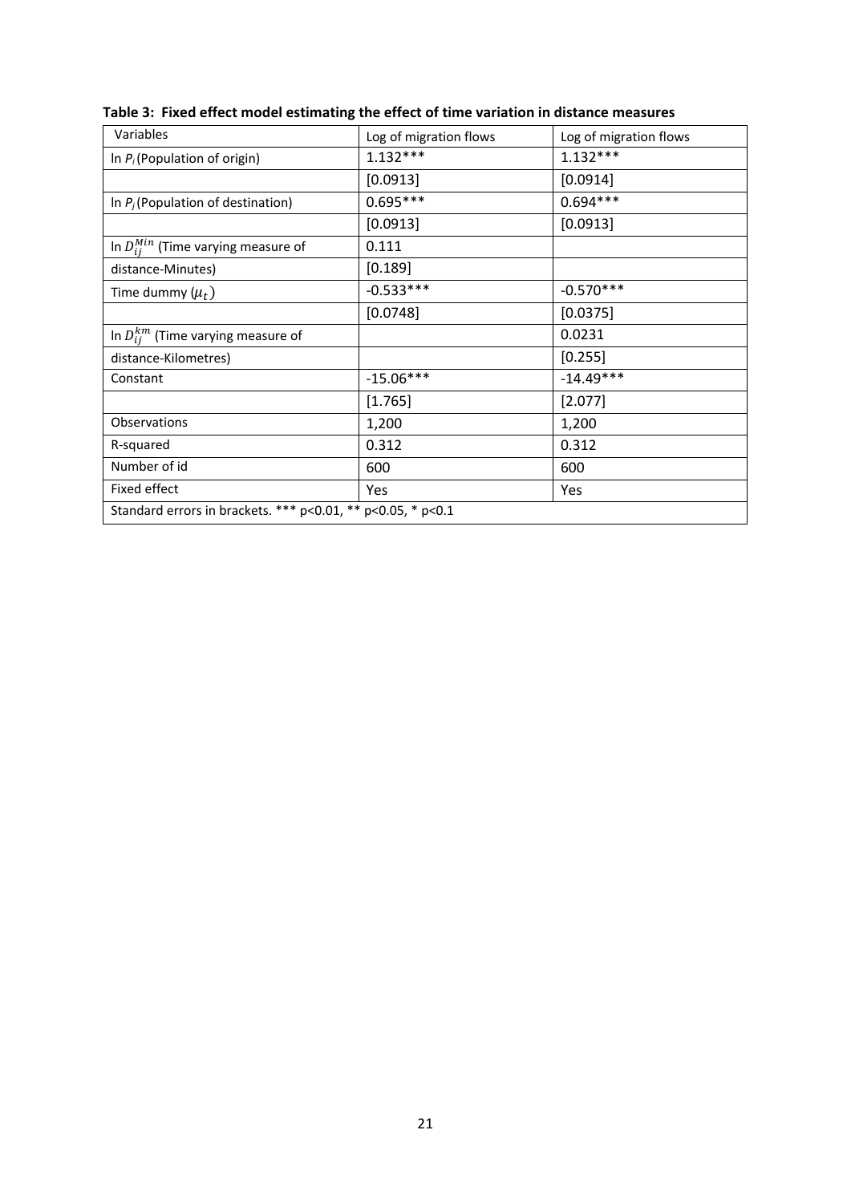**Table 3: Fixed effect model estimating the effect of time variation in distance measures**

| Variables | Log of migration flows | Log of migration flows |
|---|---|---|
| ln $P_i$ (Population of origin) | 1.132*** | 1.132*** |
| | [0.0913] | [0.0914] |
| ln $P_j$ (Population of destination) | 0.695*** | 0.694*** |
| | [0.0913] | [0.0913] |
| ln $D_{ij}^{Min}$ (Time varying measure of distance-Minutes) | 0.111 | |
| | [0.189] | |
| Time dummy ($\mu_t$) | -0.533*** | -0.570*** |
| | [0.0748] | [0.0375] |
| ln $D_{ij}^{km}$ (Time varying measure of distance-Kilometres) | | 0.0231 |
| | | [0.255] |
| Constant | -15.06*** | -14.49*** |
| | [1.765] | [2.077] |
| Observations | 1,200 | 1,200 |
| R-squared | 0.312 | 0.312 |
| Number of id | 600 | 600 |
| Fixed effect | Yes | Yes |

Standard errors in brackets. *** p<0.01, ** p<0.05, * p<0.1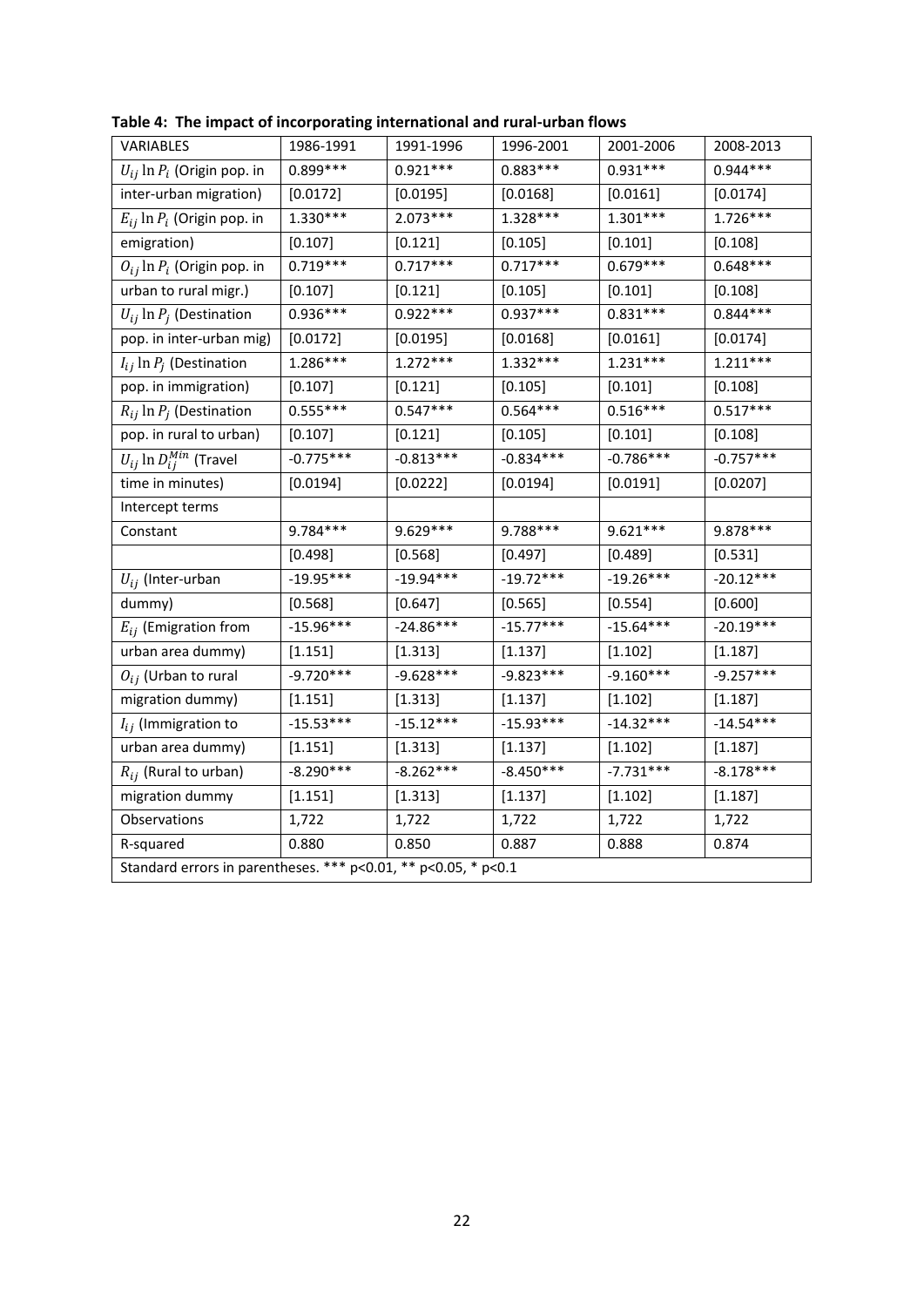**Table 4: The impact of incorporating international and rural-urban flows**

| VARIABLES | 1986-1991 | 1991-1996 | 1996-2001 | 2001-2006 | 2008-2013 |
|---|---|---|---|---|---|
| $U_{ij} \ln P_i$ (Origin pop. in | 0.899*** | 0.921*** | 0.883*** | 0.931*** | 0.944*** |
| inter-urban migration) | [0.0172] | [0.0195] | [0.0168] | [0.0161] | [0.0174] |
| $E_{ij} \ln P_i$ (Origin pop. in | 1.330*** | 2.073*** | 1.328*** | 1.301*** | 1.726*** |
| emigration) | [0.107] | [0.121] | [0.105] | [0.101] | [0.108] |
| $O_{ij} \ln P_i$ (Origin pop. in | 0.719*** | 0.717*** | 0.717*** | 0.679*** | 0.648*** |
| urban to rural migr.) | [0.107] | [0.121] | [0.105] | [0.101] | [0.108] |
| $U_{ij} \ln P_j$ (Destination | 0.936*** | 0.922*** | 0.937*** | 0.831*** | 0.844*** |
| pop. in inter-urban mig) | [0.0172] | [0.0195] | [0.0168] | [0.0161] | [0.0174] |
| $I_{ij} \ln P_j$ (Destination | 1.286*** | 1.272*** | 1.332*** | 1.231*** | 1.211*** |
| pop. in immigration) | [0.107] | [0.121] | [0.105] | [0.101] | [0.108] |
| $R_{ij} \ln P_j$ (Destination | 0.555*** | 0.547*** | 0.564*** | 0.516*** | 0.517*** |
| pop. in rural to urban) | [0.107] | [0.121] | [0.105] | [0.101] | [0.108] |
| $U_{ij} \ln D_{ij}^{Min}$ (Travel | -0.775*** | -0.813*** | -0.834*** | -0.786*** | -0.757*** |
| time in minutes) | [0.0194] | [0.0222] | [0.0194] | [0.0191] | [0.0207] |
| Intercept terms | | | | | |
| Constant | 9.784*** | 9.629*** | 9.788*** | 9.621*** | 9.878*** |
| | [0.498] | [0.568] | [0.497] | [0.489] | [0.531] |
| $U_{ij}$ (Inter-urban | -19.95*** | -19.94*** | -19.72*** | -19.26*** | -20.12*** |
| dummy) | [0.568] | [0.647] | [0.565] | [0.554] | [0.600] |
| $E_{ij}$ (Emigration from | -15.96*** | -24.86*** | -15.77*** | -15.64*** | -20.19*** |
| urban area dummy) | [1.151] | [1.313] | [1.137] | [1.102] | [1.187] |
| $O_{ij}$ (Urban to rural | -9.720*** | -9.628*** | -9.823*** | -9.160*** | -9.257*** |
| migration dummy) | [1.151] | [1.313] | [1.137] | [1.102] | [1.187] |
| $I_{ij}$ (Immigration to | -15.53*** | -15.12*** | -15.93*** | -14.32*** | -14.54*** |
| urban area dummy) | [1.151] | [1.313] | [1.137] | [1.102] | [1.187] |
| $R_{ij}$ (Rural to urban) | -8.290*** | -8.262*** | -8.450*** | -7.731*** | -8.178*** |
| migration dummy | [1.151] | [1.313] | [1.137] | [1.102] | [1.187] |
| Observations | 1,722 | 1,722 | 1,722 | 1,722 | 1,722 |
| R-squared | 0.880 | 0.850 | 0.887 | 0.888 | 0.874 |

Standard errors in parentheses. *** p<0.01, ** p<0.05, * p<0.1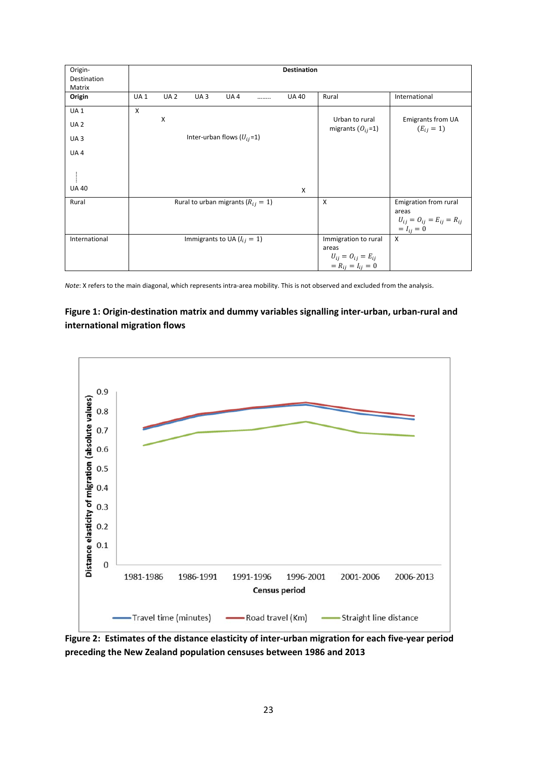| Origin-Destination Matrix | Destination | | | | | | | |
|---|---|---|---|---|---|---|---|---|
| **Origin** | UA 1 | UA 2 | UA 3 | UA 4 | …….. | UA 40 | Rural | International |
| UA 1<br>UA 2<br>UA 3<br>UA 4<br>⋮<br>UA 40 | X | X<br>Inter-urban flows ($U_{ij}$=1) | | | | X | Urban to rural migrants ($O_{ij}$=1) | Emigrants from UA ($E_{ij} = 1$) |
| Rural | Rural to urban migrants ($R_{ij} = 1$) | | | | | | X | Emigration from rural areas $U_{ij} = O_{ij} = E_{ij} = R_{ij} = I_{ij} = 0$ |
| International | Immigrants to UA ($I_{ij} = 1$) | | | | | | Immigration to rural areas $U_{ij} = O_{ij} = E_{ij} = R_{ij} = I_{ij} = 0$ | X |

*Note*: X refers to the main diagonal, which represents intra-area mobility. This is not observed and excluded from the analysis.

**Figure 1: Origin-destination matrix and dummy variables signalling inter-urban, urban-rural and international migration flows**

**Figure 2: Estimates of the distance elasticity of inter-urban migration for each five-year period preceding the New Zealand population censuses between 1986 and 2013**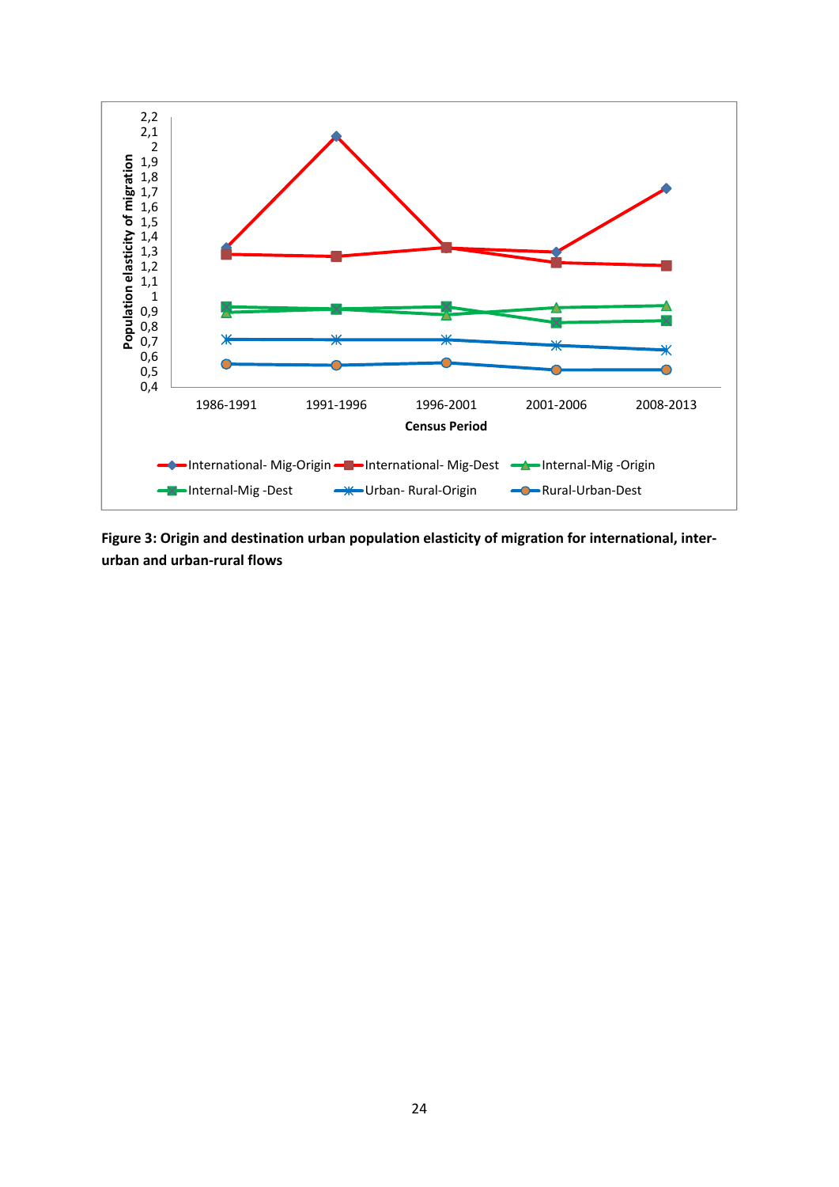Population elasticity of migration

2,2
2,1
2
1,9
1,8
1,7
1,6
1,5
1,4
1,3
1,2
1,1
1
0,9
0,8
0,7
0,6
0,5
0,4

1986-1991
1991-1996
1996-2001
2001-2006
2008-2013

Census Period

International- Mig-Origin
International- Mig-Dest
Internal-Mig -Origin
Internal-Mig -Dest
Urban- Rural-Origin
Rural-Urban-Dest

**Figure 3: Origin and destination urban population elasticity of migration for international, inter-urban and urban-rural flows**